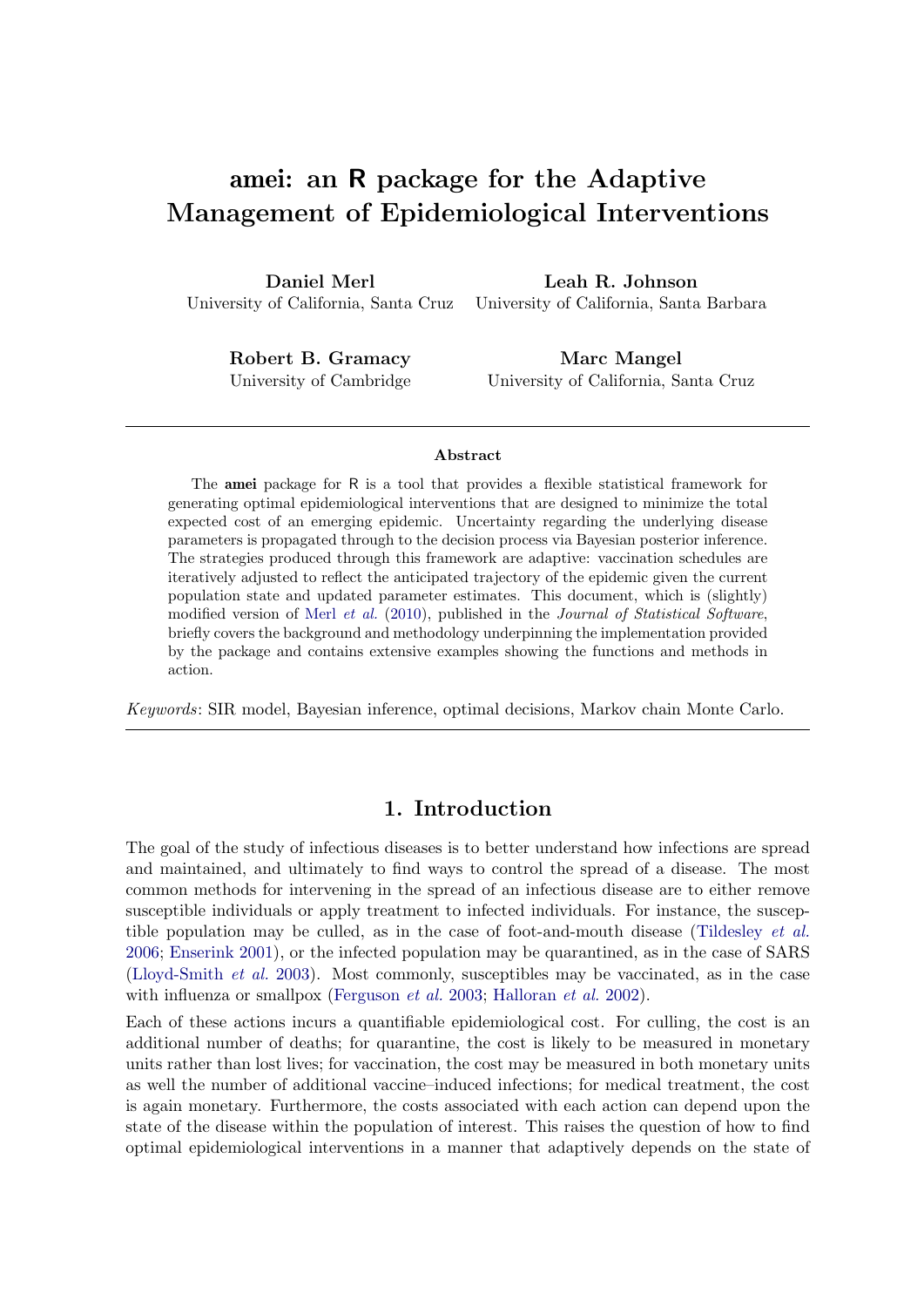# amei: an R package for the Adaptive Management of Epidemiological Interventions

**Daniel Merl**
University of California, Santa Cruz

**Leah R. Johnson**
University of California, Santa Barbara

**Robert B. Gramacy**
University of Cambridge

**Marc Mangel**
University of California, Santa Cruz

**Abstract**

The **amei** package for R is a tool that provides a flexible statistical framework for generating optimal epidemiological interventions that are designed to minimize the total expected cost of an emerging epidemic. Uncertainty regarding the underlying disease parameters is propagated through to the decision process via Bayesian posterior inference. The strategies produced through this framework are adaptive: vaccination schedules are iteratively adjusted to reflect the anticipated trajectory of the epidemic given the current population state and updated parameter estimates. This document, which is (slightly) modified version of Merl *et al.* (2010), published in the *Journal of Statistical Software*, briefly covers the background and methodology underpinning the implementation provided by the package and contains extensive examples showing the functions and methods in action.

*Keywords*: SIR model, Bayesian inference, optimal decisions, Markov chain Monte Carlo.

## 1. Introduction

The goal of the study of infectious diseases is to better understand how infections are spread and maintained, and ultimately to find ways to control the spread of a disease. The most common methods for intervening in the spread of an infectious disease are to either remove susceptible individuals or apply treatment to infected individuals. For instance, the susceptible population may be culled, as in the case of foot-and-mouth disease (Tildesley *et al.* 2006; Enserink 2001), or the infected population may be quarantined, as in the case of SARS (Lloyd-Smith *et al.* 2003). Most commonly, susceptibles may be vaccinated, as in the case with influenza or smallpox (Ferguson *et al.* 2003; Halloran *et al.* 2002).

Each of these actions incurs a quantifiable epidemiological cost. For culling, the cost is an additional number of deaths; for quarantine, the cost is likely to be measured in monetary units rather than lost lives; for vaccination, the cost may be measured in both monetary units as well the number of additional vaccine–induced infections; for medical treatment, the cost is again monetary. Furthermore, the costs associated with each action can depend upon the state of the disease within the population of interest. This raises the question of how to find optimal epidemiological interventions in a manner that adaptively depends on the state of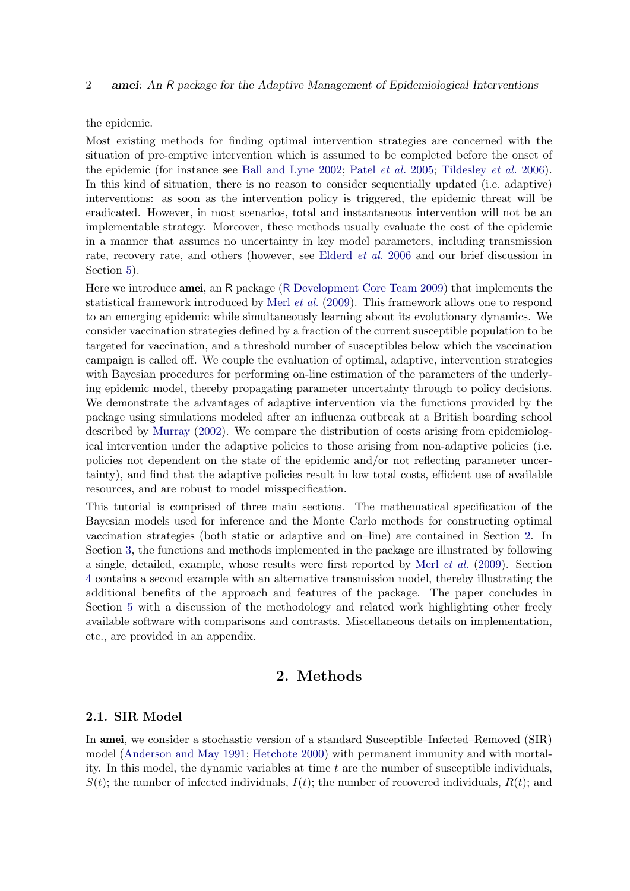the epidemic.

Most existing methods for finding optimal intervention strategies are concerned with the situation of pre-emptive intervention which is assumed to be completed before the onset of the epidemic (for instance see Ball and Lyne 2002; Patel *et al.* 2005; Tildesley *et al.* 2006). In this kind of situation, there is no reason to consider sequentially updated (i.e. adaptive) interventions: as soon as the intervention policy is triggered, the epidemic threat will be eradicated. However, in most scenarios, total and instantaneous intervention will not be an implementable strategy. Moreover, these methods usually evaluate the cost of the epidemic in a manner that assumes no uncertainty in key model parameters, including transmission rate, recovery rate, and others (however, see Elderd *et al.* 2006 and our brief discussion in Section 5).

Here we introduce **amei**, an R package (R Development Core Team 2009) that implements the statistical framework introduced by Merl *et al.* (2009). This framework allows one to respond to an emerging epidemic while simultaneously learning about its evolutionary dynamics. We consider vaccination strategies defined by a fraction of the current susceptible population to be targeted for vaccination, and a threshold number of susceptibles below which the vaccination campaign is called off. We couple the evaluation of optimal, adaptive, intervention strategies with Bayesian procedures for performing on-line estimation of the parameters of the underlying epidemic model, thereby propagating parameter uncertainty through to policy decisions. We demonstrate the advantages of adaptive intervention via the functions provided by the package using simulations modeled after an influenza outbreak at a British boarding school described by Murray (2002). We compare the distribution of costs arising from epidemiological intervention under the adaptive policies to those arising from non-adaptive policies (i.e. policies not dependent on the state of the epidemic and/or not reflecting parameter uncertainty), and find that the adaptive policies result in low total costs, efficient use of available resources, and are robust to model misspecification.

This tutorial is comprised of three main sections. The mathematical specification of the Bayesian models used for inference and the Monte Carlo methods for constructing optimal vaccination strategies (both static or adaptive and on–line) are contained in Section 2. In Section 3, the functions and methods implemented in the package are illustrated by following a single, detailed, example, whose results were first reported by Merl *et al.* (2009). Section 4 contains a second example with an alternative transmission model, thereby illustrating the additional benefits of the approach and features of the package. The paper concludes in Section 5 with a discussion of the methodology and related work highlighting other freely available software with comparisons and contrasts. Miscellaneous details on implementation, etc., are provided in an appendix.

# 2. Methods

## 2.1. SIR Model

In **amei**, we consider a stochastic version of a standard Susceptible–Infected–Removed (SIR) model (Anderson and May 1991; Hetchote 2000) with permanent immunity and with mortality. In this model, the dynamic variables at time $t$ are the number of susceptible individuals, $S(t)$; the number of infected individuals, $I(t)$; the number of recovered individuals, $R(t)$; and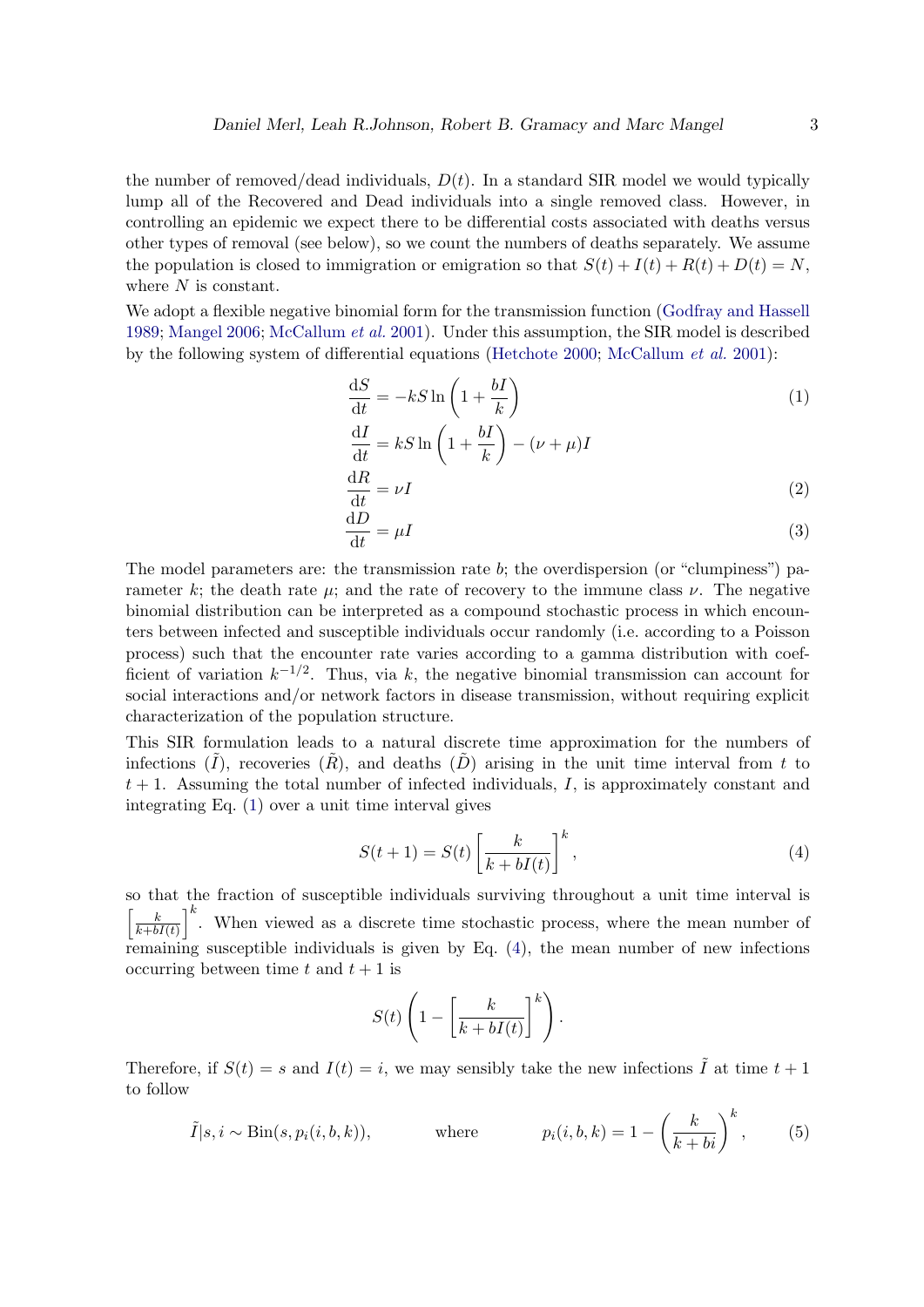the number of removed/dead individuals, $D(t)$. In a standard SIR model we would typically lump all of the Recovered and Dead individuals into a single removed class. However, in controlling an epidemic we expect there to be differential costs associated with deaths versus other types of removal (see below), so we count the numbers of deaths separately. We assume the population is closed to immigration or emigration so that $S(t) + I(t) + R(t) + D(t) = N$, where $N$ is constant.

We adopt a flexible negative binomial form for the transmission function (Godfray and Hassell 1989; Mangel 2006; McCallum *et al.* 2001). Under this assumption, the SIR model is described by the following system of differential equations (Hetchote 2000; McCallum *et al.* 2001):

$$\frac{\mathrm{d}S}{\mathrm{d}t} = -kS \ln\left(1 + \frac{bI}{k}\right) \tag{1}$$

$$\frac{\mathrm{d}I}{\mathrm{d}t} = kS \ln\left(1 + \frac{bI}{k}\right) - (\nu + \mu)I$$

$$\frac{\mathrm{d}R}{\mathrm{d}t} = \nu I \tag{2}$$

$$\frac{\mathrm{d}D}{\mathrm{d}t} = \mu I \tag{3}$$

The model parameters are: the transmission rate $b$; the overdispersion (or "clumpiness") parameter $k$; the death rate $\mu$; and the rate of recovery to the immune class $\nu$. The negative binomial distribution can be interpreted as a compound stochastic process in which encounters between infected and susceptible individuals occur randomly (i.e. according to a Poisson process) such that the encounter rate varies according to a gamma distribution with coefficient of variation $k^{-1/2}$. Thus, via $k$, the negative binomial transmission can account for social interactions and/or network factors in disease transmission, without requiring explicit characterization of the population structure.

This SIR formulation leads to a natural discrete time approximation for the numbers of infections ($\tilde{I}$), recoveries ($\tilde{R}$), and deaths ($\tilde{D}$) arising in the unit time interval from $t$ to $t+1$. Assuming the total number of infected individuals, $I$, is approximately constant and integrating Eq. (1) over a unit time interval gives

$$S(t+1) = S(t)\left[\frac{k}{k + bI(t)}\right]^k, \tag{4}$$

so that the fraction of susceptible individuals surviving throughout a unit time interval is $\left[\frac{k}{k+bI(t)}\right]^k$. When viewed as a discrete time stochastic process, where the mean number of remaining susceptible individuals is given by Eq. (4), the mean number of new infections occurring between time $t$ and $t+1$ is

$$S(t)\left(1 - \left[\frac{k}{k + bI(t)}\right]^k\right).$$

Therefore, if $S(t) = s$ and $I(t) = i$, we may sensibly take the new infections $\tilde{I}$ at time $t+1$ to follow

$$\tilde{I}|s, i \sim \mathrm{Bin}(s, p_i(i, b, k)), \qquad \text{where} \qquad p_i(i, b, k) = 1 - \left(\frac{k}{k + bi}\right)^k, \tag{5}$$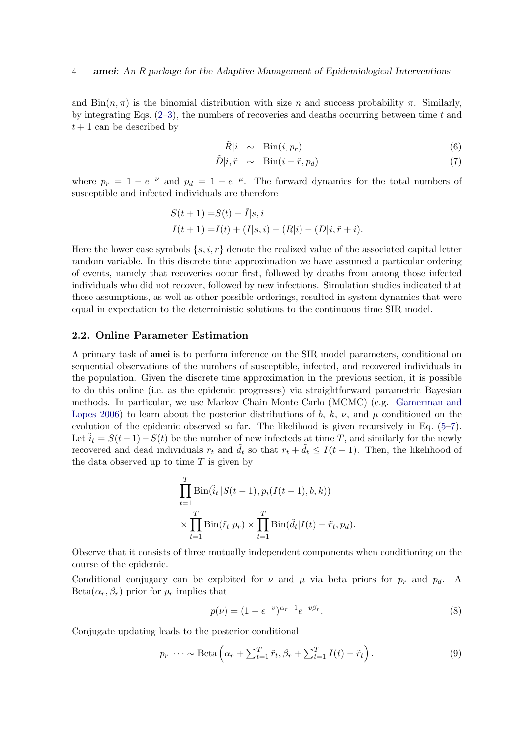and $\text{Bin}(n, \pi)$ is the binomial distribution with size $n$ and success probability $\pi$. Similarly, by integrating Eqs. (2–3), the numbers of recoveries and deaths occurring between time $t$ and $t+1$ can be described by

$$\tilde{R}|i \sim \text{Bin}(i, p_r) \tag{6}$$

$$\tilde{D}|i, \tilde{r} \sim \text{Bin}(i - \tilde{r}, p_d) \tag{7}$$

where $p_r = 1 - e^{-\nu}$ and $p_d = 1 - e^{-\mu}$. The forward dynamics for the total numbers of susceptible and infected individuals are therefore

$$S(t+1) = S(t) - \tilde{I}|s, i$$

$$I(t+1) = I(t) + (\tilde{I}|s, i) - (\tilde{R}|i) - (\tilde{D}|i, \tilde{r} + \tilde{i}).$$

Here the lower case symbols $\{s, i, r\}$ denote the realized value of the associated capital letter random variable. In this discrete time approximation we have assumed a particular ordering of events, namely that recoveries occur first, followed by deaths from among those infected individuals who did not recover, followed by new infections. Simulation studies indicated that these assumptions, as well as other possible orderings, resulted in system dynamics that were equal in expectation to the deterministic solutions to the continuous time SIR model.

### 2.2. Online Parameter Estimation

A primary task of **amei** is to perform inference on the SIR model parameters, conditional on sequential observations of the numbers of susceptible, infected, and recovered individuals in the population. Given the discrete time approximation in the previous section, it is possible to do this online (i.e. as the epidemic progresses) via straightforward parametric Bayesian methods. In particular, we use Markov Chain Monte Carlo (MCMC) (e.g. Gamerman and Lopes 2006) to learn about the posterior distributions of $b$, $k$, $\nu$, and $\mu$ conditioned on the evolution of the epidemic observed so far. The likelihood is given recursively in Eq. (5–7). Let $\tilde{i}_t = S(t-1) - S(t)$ be the number of new infecteds at time $T$, and similarly for the newly recovered and dead individuals $\tilde{r}_t$ and $\tilde{d}_t$ so that $\tilde{r}_t + \tilde{d}_t \leq I(t-1)$. Then, the likelihood of the data observed up to time $T$ is given by

$$\prod_{t=1}^{T} \text{Bin}(\tilde{i}_t \,|S(t-1), p_i(I(t-1), b, k))$$

$$\times \prod_{t=1}^{T} \text{Bin}(\tilde{r}_t|p_r) \times \prod_{t=1}^{T} \text{Bin}(\tilde{d}_t|I(t) - \tilde{r}_t, p_d).$$

Observe that it consists of three mutually independent components when conditioning on the course of the epidemic.

Conditional conjugacy can be exploited for $\nu$ and $\mu$ via beta priors for $p_r$ and $p_d$. A $\text{Beta}(\alpha_r, \beta_r)$ prior for $p_r$ implies that

$$p(\nu) = (1 - e^{-v})^{\alpha_r - 1} e^{-v\beta_r}. \tag{8}$$

Conjugate updating leads to the posterior conditional

$$p_r| \cdots \sim \text{Beta}\left(\alpha_r + \textstyle\sum_{t=1}^{T} \tilde{r}_t, \beta_r + \sum_{t=1}^{T} I(t) - \tilde{r}_t\right). \tag{9}$$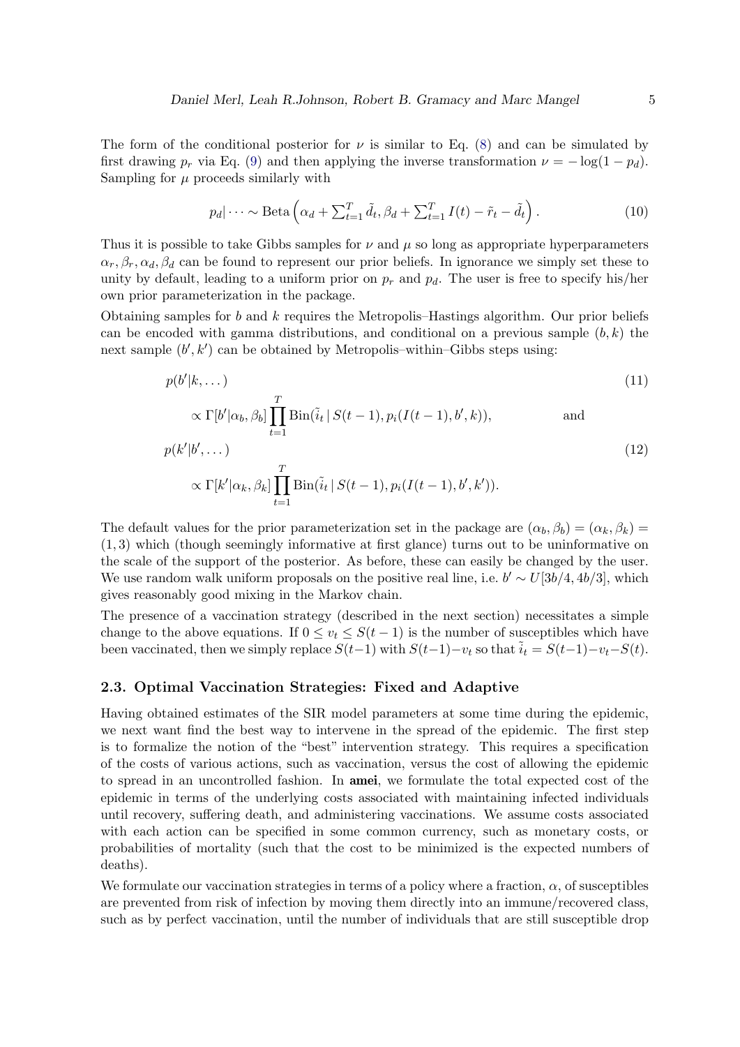The form of the conditional posterior for $\nu$ is similar to Eq. (8) and can be simulated by first drawing $p_r$ via Eq. (9) and then applying the inverse transformation $\nu = -\log(1 - p_d)$. Sampling for $\mu$ proceeds similarly with

$$p_d | \cdots \sim \text{Beta}\left(\alpha_d + \textstyle\sum_{t=1}^{T} \tilde{d}_t, \beta_d + \sum_{t=1}^{T} I(t) - \tilde{r}_t - \tilde{d}_t\right). \tag{10}$$

Thus it is possible to take Gibbs samples for $\nu$ and $\mu$ so long as appropriate hyperparameters $\alpha_r, \beta_r, \alpha_d, \beta_d$ can be found to represent our prior beliefs. In ignorance we simply set these to unity by default, leading to a uniform prior on $p_r$ and $p_d$. The user is free to specify his/her own prior parameterization in the package.

Obtaining samples for $b$ and $k$ requires the Metropolis–Hastings algorithm. Our prior beliefs can be encoded with gamma distributions, and conditional on a previous sample $(b, k)$ the next sample $(b', k')$ can be obtained by Metropolis–within–Gibbs steps using:

$$p(b'|k, \dots) \tag{11}$$

$$\propto \Gamma[b'|\alpha_b, \beta_b] \prod_{t=1}^{T} \text{Bin}(\tilde{i}_t \,|\, S(t-1), p_i(I(t-1), b', k)), \qquad \text{and}$$

$$p(k'|b', \dots) \tag{12}$$

$$\propto \Gamma[k'|\alpha_k, \beta_k] \prod_{t=1}^{T} \text{Bin}(\tilde{i}_t \,|\, S(t-1), p_i(I(t-1), b', k')).$$

The default values for the prior parameterization set in the package are $(\alpha_b, \beta_b) = (\alpha_k, \beta_k) = (1, 3)$ which (though seemingly informative at first glance) turns out to be uninformative on the scale of the support of the posterior. As before, these can easily be changed by the user. We use random walk uniform proposals on the positive real line, i.e. $b' \sim U[3b/4, 4b/3]$, which gives reasonably good mixing in the Markov chain.

The presence of a vaccination strategy (described in the next section) necessitates a simple change to the above equations. If $0 \le v_t \le S(t-1)$ is the number of susceptibles which have been vaccinated, then we simply replace $S(t-1)$ with $S(t-1) - v_t$ so that $\tilde{i}_t = S(t-1) - v_t - S(t)$.

### 2.3. Optimal Vaccination Strategies: Fixed and Adaptive

Having obtained estimates of the SIR model parameters at some time during the epidemic, we next want find the best way to intervene in the spread of the epidemic. The first step is to formalize the notion of the "best" intervention strategy. This requires a specification of the costs of various actions, such as vaccination, versus the cost of allowing the epidemic to spread in an uncontrolled fashion. In **amei**, we formulate the total expected cost of the epidemic in terms of the underlying costs associated with maintaining infected individuals until recovery, suffering death, and administering vaccinations. We assume costs associated with each action can be specified in some common currency, such as monetary costs, or probabilities of mortality (such that the cost to be minimized is the expected numbers of deaths).

We formulate our vaccination strategies in terms of a policy where a fraction, $\alpha$, of susceptibles are prevented from risk of infection by moving them directly into an immune/recovered class, such as by perfect vaccination, until the number of individuals that are still susceptible drop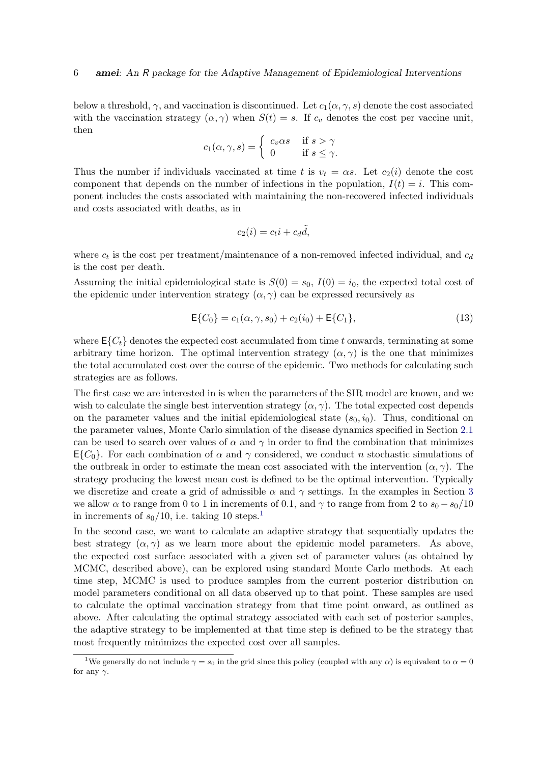below a threshold, $\gamma$, and vaccination is discontinued. Let $c_1(\alpha, \gamma, s)$ denote the cost associated with the vaccination strategy $(\alpha, \gamma)$ when $S(t) = s$. If $c_v$ denotes the cost per vaccine unit, then

$$c_1(\alpha, \gamma, s) = \begin{cases} c_v \alpha s & \text{if } s > \gamma \\ 0 & \text{if } s \leq \gamma. \end{cases}$$

Thus the number if individuals vaccinated at time $t$ is $v_t = \alpha s$. Let $c_2(i)$ denote the cost component that depends on the number of infections in the population, $I(t) = i$. This component includes the costs associated with maintaining the non-recovered infected individuals and costs associated with deaths, as in

$$c_2(i) = c_t i + c_d \tilde{d},$$

where $c_t$ is the cost per treatment/maintenance of a non-removed infected individual, and $c_d$ is the cost per death.

Assuming the initial epidemiological state is $S(0) = s_0$, $I(0) = i_0$, the expected total cost of the epidemic under intervention strategy $(\alpha, \gamma)$ can be expressed recursively as

$$\mathsf{E}\{C_0\} = c_1(\alpha, \gamma, s_0) + c_2(i_0) + \mathsf{E}\{C_1\}, \tag{13}$$

where $\mathsf{E}\{C_t\}$ denotes the expected cost accumulated from time $t$ onwards, terminating at some arbitrary time horizon. The optimal intervention strategy $(\alpha, \gamma)$ is the one that minimizes the total accumulated cost over the course of the epidemic. Two methods for calculating such strategies are as follows.

The first case we are interested in is when the parameters of the SIR model are known, and we wish to calculate the single best intervention strategy $(\alpha, \gamma)$. The total expected cost depends on the parameter values and the initial epidemiological state $(s_0, i_0)$. Thus, conditional on the parameter values, Monte Carlo simulation of the disease dynamics specified in Section 2.1 can be used to search over values of $\alpha$ and $\gamma$ in order to find the combination that minimizes $\mathsf{E}\{C_0\}$. For each combination of $\alpha$ and $\gamma$ considered, we conduct $n$ stochastic simulations of the outbreak in order to estimate the mean cost associated with the intervention $(\alpha, \gamma)$. The strategy producing the lowest mean cost is defined to be the optimal intervention. Typically we discretize and create a grid of admissible $\alpha$ and $\gamma$ settings. In the examples in Section 3 we allow $\alpha$ to range from 0 to 1 in increments of 0.1, and $\gamma$ to range from from 2 to $s_0 - s_0/10$ in increments of $s_0/10$, i.e. taking 10 steps.[1]

In the second case, we want to calculate an adaptive strategy that sequentially updates the best strategy $(\alpha, \gamma)$ as we learn more about the epidemic model parameters. As above, the expected cost surface associated with a given set of parameter values (as obtained by MCMC, described above), can be explored using standard Monte Carlo methods. At each time step, MCMC is used to produce samples from the current posterior distribution on model parameters conditional on all data observed up to that point. These samples are used to calculate the optimal vaccination strategy from that time point onward, as outlined as above. After calculating the optimal strategy associated with each set of posterior samples, the adaptive strategy to be implemented at that time step is defined to be the strategy that most frequently minimizes the expected cost over all samples.

[1] We generally do not include $\gamma = s_0$ in the grid since this policy (coupled with any $\alpha$) is equivalent to $\alpha = 0$ for any $\gamma$.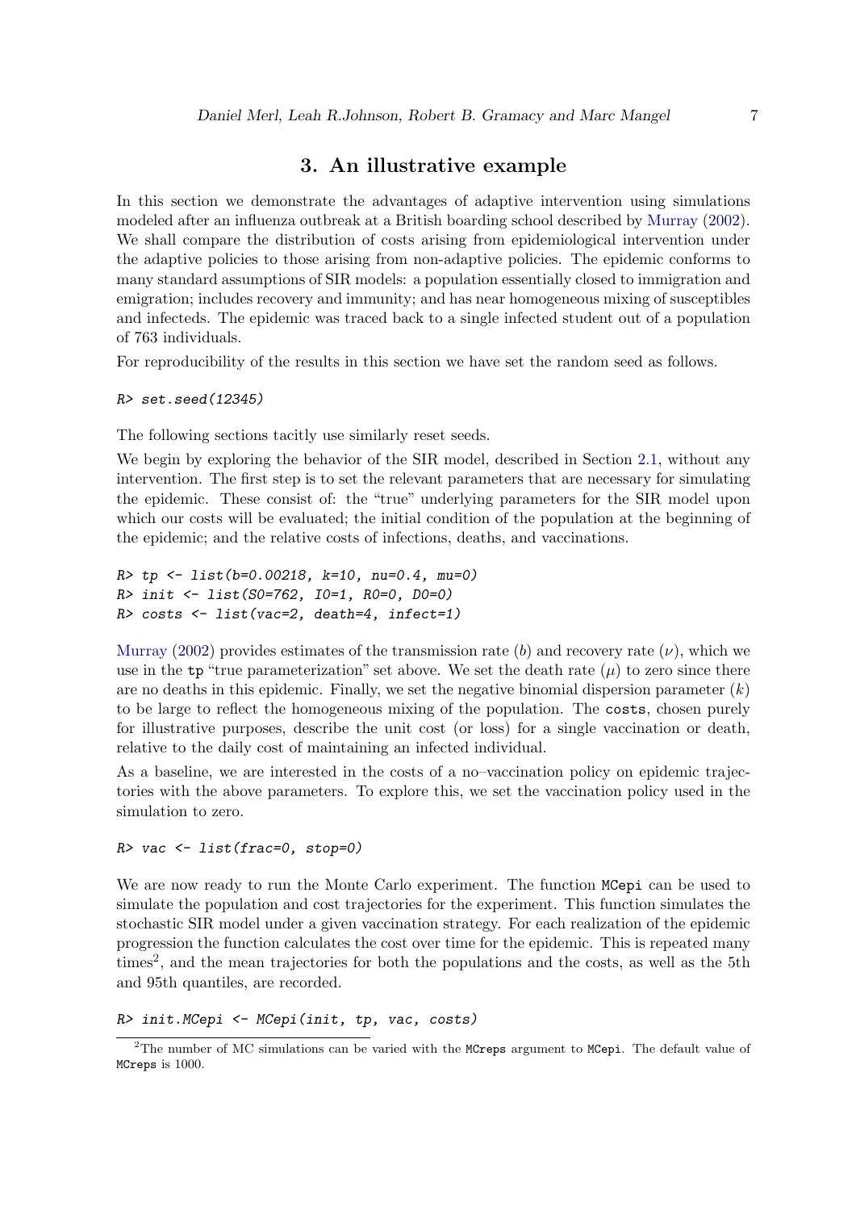## 3. An illustrative example

In this section we demonstrate the advantages of adaptive intervention using simulations modeled after an influenza outbreak at a British boarding school described by Murray (2002). We shall compare the distribution of costs arising from epidemiological intervention under the adaptive policies to those arising from non-adaptive policies. The epidemic conforms to many standard assumptions of SIR models: a population essentially closed to immigration and emigration; includes recovery and immunity; and has near homogeneous mixing of susceptibles and infecteds. The epidemic was traced back to a single infected student out of a population of 763 individuals.

For reproducibility of the results in this section we have set the random seed as follows.

```
R> set.seed(12345)
```

The following sections tacitly use similarly reset seeds.

We begin by exploring the behavior of the SIR model, described in Section 2.1, without any intervention. The first step is to set the relevant parameters that are necessary for simulating the epidemic. These consist of: the "true" underlying parameters for the SIR model upon which our costs will be evaluated; the initial condition of the population at the beginning of the epidemic; and the relative costs of infections, deaths, and vaccinations.

```
R> tp <- list(b=0.00218, k=10, nu=0.4, mu=0)
R> init <- list(S0=762, I0=1, R0=0, D0=0)
R> costs <- list(vac=2, death=4, infect=1)
```

Murray (2002) provides estimates of the transmission rate ($b$) and recovery rate ($\nu$), which we use in the `tp` "true parameterization" set above. We set the death rate ($\mu$) to zero since there are no deaths in this epidemic. Finally, we set the negative binomial dispersion parameter ($k$) to be large to reflect the homogeneous mixing of the population. The `costs`, chosen purely for illustrative purposes, describe the unit cost (or loss) for a single vaccination or death, relative to the daily cost of maintaining an infected individual.

As a baseline, we are interested in the costs of a no–vaccination policy on epidemic trajectories with the above parameters. To explore this, we set the vaccination policy used in the simulation to zero.

```
R> vac <- list(frac=0, stop=0)
```

We are now ready to run the Monte Carlo experiment. The function `MCepi` can be used to simulate the population and cost trajectories for the experiment. This function simulates the stochastic SIR model under a given vaccination strategy. For each realization of the epidemic progression the function calculates the cost over time for the epidemic. This is repeated many times[2], and the mean trajectories for both the populations and the costs, as well as the 5th and 95th quantiles, are recorded.

```
R> init.MCepi <- MCepi(init, tp, vac, costs)
```

[2] The number of MC simulations can be varied with the `MCreps` argument to `MCepi`. The default value of `MCreps` is 1000.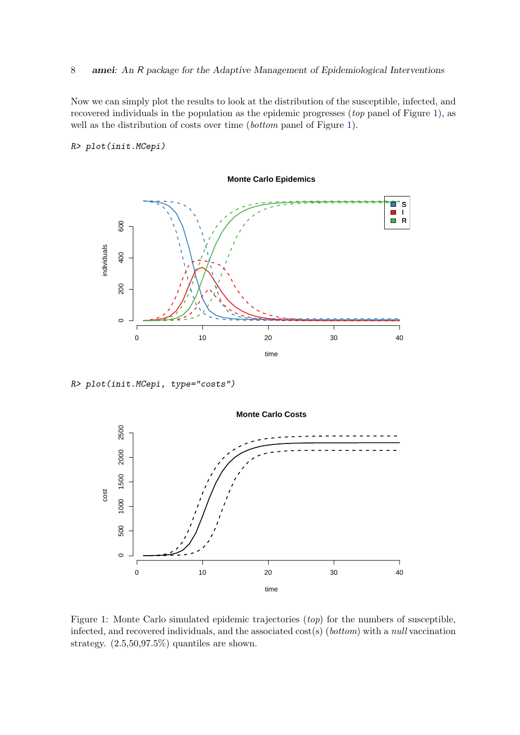Now we can simply plot the results to look at the distribution of the susceptible, infected, and recovered individuals in the population as the epidemic progresses (*top* panel of Figure 1), as well as the distribution of costs over time (*bottom* panel of Figure 1).

```
R> plot(init.MCepi)
```

```
R> plot(init.MCepi, type="costs")
```

Figure 1: Monte Carlo simulated epidemic trajectories (*top*) for the numbers of susceptible, infected, and recovered individuals, and the associated cost(s) (*bottom*) with a *null* vaccination strategy. (2.5,50,97.5%) quantiles are shown.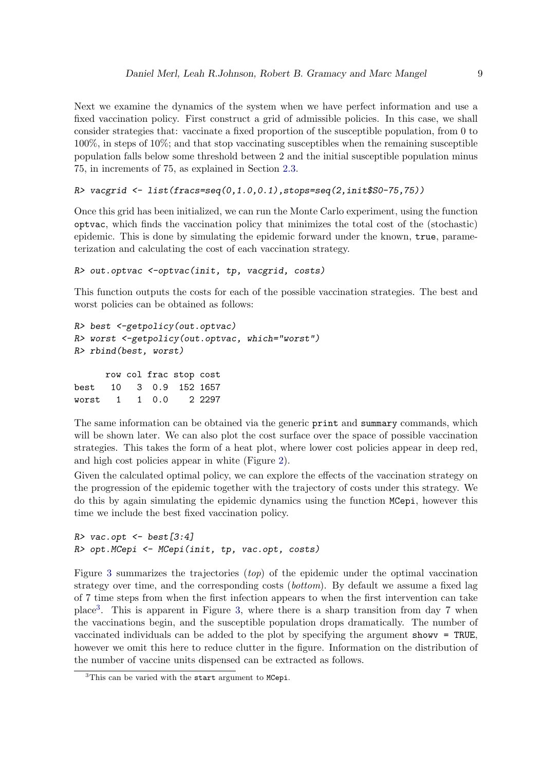Next we examine the dynamics of the system when we have perfect information and use a fixed vaccination policy. First construct a grid of admissible policies. In this case, we shall consider strategies that: vaccinate a fixed proportion of the susceptible population, from 0 to 100%, in steps of 10%; and that stop vaccinating susceptibles when the remaining susceptible population falls below some threshold between 2 and the initial susceptible population minus 75, in increments of 75, as explained in Section 2.3.

```
R> vacgrid <- list(fracs=seq(0,1.0,0.1),stops=seq(2,init$S0-75,75))
```

Once this grid has been initialized, we can run the Monte Carlo experiment, using the function `optvac`, which finds the vaccination policy that minimizes the total cost of the (stochastic) epidemic. This is done by simulating the epidemic forward under the known, `true`, parameterization and calculating the cost of each vaccination strategy.

```
R> out.optvac <-optvac(init, tp, vacgrid, costs)
```

This function outputs the costs for each of the possible vaccination strategies. The best and worst policies can be obtained as follows:

```
R> best <-getpolicy(out.optvac)
R> worst <-getpolicy(out.optvac, which="worst")
R> rbind(best, worst)

      row col frac stop cost
best   10   3  0.9  152 1657
worst   1   1  0.0    2 2297
```

The same information can be obtained via the generic `print` and `summary` commands, which will be shown later. We can also plot the cost surface over the space of possible vaccination strategies. This takes the form of a heat plot, where lower cost policies appear in deep red, and high cost policies appear in white (Figure 2).

Given the calculated optimal policy, we can explore the effects of the vaccination strategy on the progression of the epidemic together with the trajectory of costs under this strategy. We do this by again simulating the epidemic dynamics using the function `MCepi`, however this time we include the best fixed vaccination policy.

```
R> vac.opt <- best[3:4]
R> opt.MCepi <- MCepi(init, tp, vac.opt, costs)
```

Figure 3 summarizes the trajectories (*top*) of the epidemic under the optimal vaccination strategy over time, and the corresponding costs (*bottom*). By default we assume a fixed lag of 7 time steps from when the first infection appears to when the first intervention can take place[3]. This is apparent in Figure 3, where there is a sharp transition from day 7 when the vaccinations begin, and the susceptible population drops dramatically. The number of vaccinated individuals can be added to the plot by specifying the argument `showv = TRUE`, however we omit this here to reduce clutter in the figure. Information on the distribution of the number of vaccine units dispensed can be extracted as follows.

[3] This can be varied with the `start` argument to `MCepi`.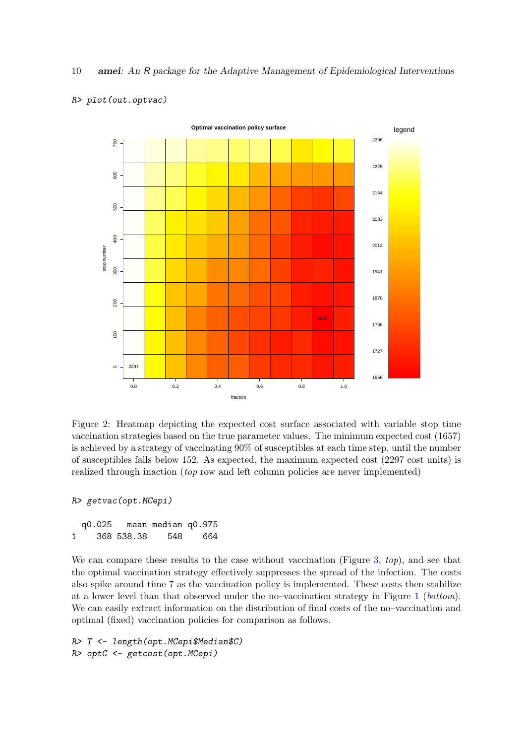```
R> plot(out.optvac)
```

Figure 2: Heatmap depicting the expected cost surface associated with variable stop time vaccination strategies based on the true parameter values. The minimum expected cost (1657) is achieved by a strategy of vaccinating 90% of susceptibles at each time step, until the number of susceptibles falls below 152. As expected, the maximum expected cost (2297 cost units) is realized through inaction (*top* row and left column policies are never implemented)

```
R> getvac(opt.MCepi)

  q0.025   mean median q0.975
1    368 538.38    548    664
```

We can compare these results to the case without vaccination (Figure 3, *top*), and see that the optimal vaccination strategy effectively suppresses the spread of the infection. The costs also spike around time 7 as the vaccination policy is implemented. These costs then stabilize at a lower level than that observed under the no–vaccination strategy in Figure 1 (*bottom*). We can easily extract information on the distribution of final costs of the no–vaccination and optimal (fixed) vaccination policies for comparison as follows.

```
R> T <- length(opt.MCepi$Median$C)
R> optC <- getcost(opt.MCepi)
```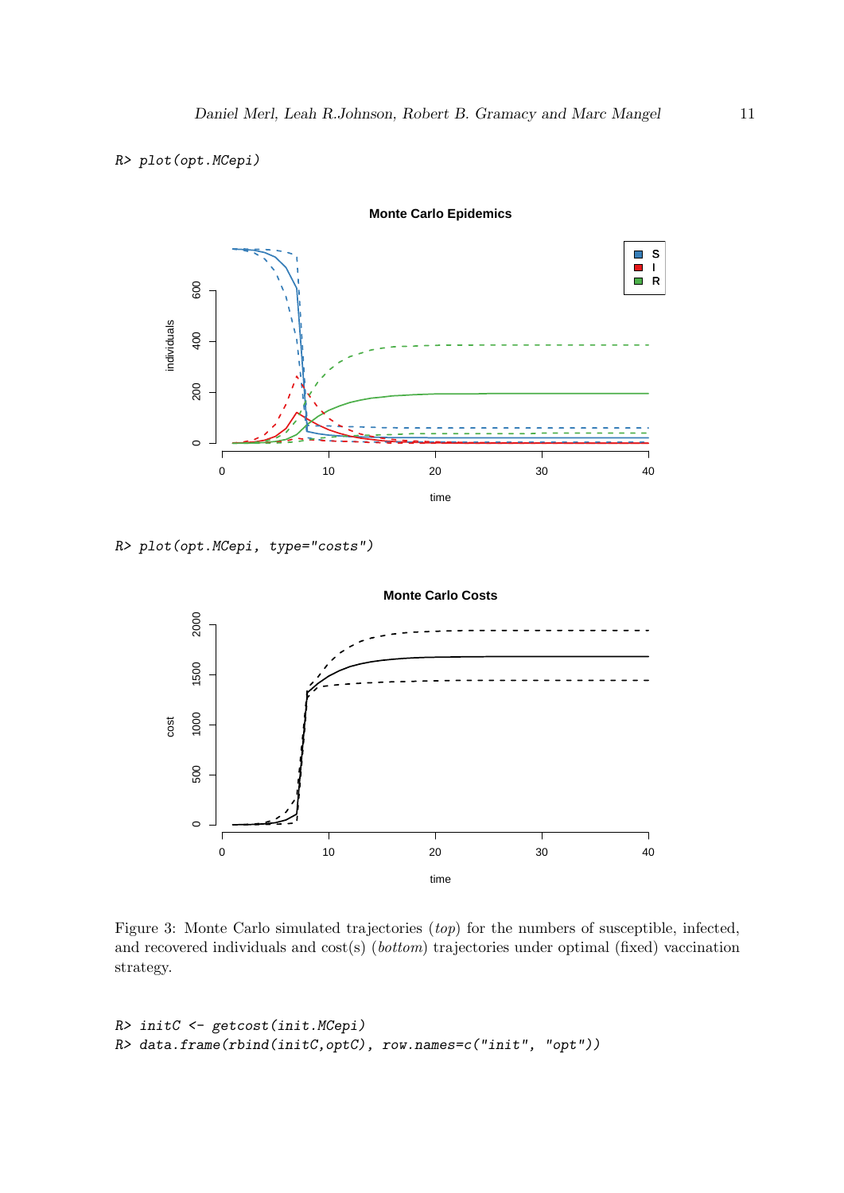```
R> plot(opt.MCepi)
```

```
R> plot(opt.MCepi, type="costs")
```

Figure 3: Monte Carlo simulated trajectories (*top*) for the numbers of susceptible, infected, and recovered individuals and cost(s) (*bottom*) trajectories under optimal (fixed) vaccination strategy.

```
R> initC <- getcost(init.MCepi)
R> data.frame(rbind(initC,optC), row.names=c("init", "opt"))
```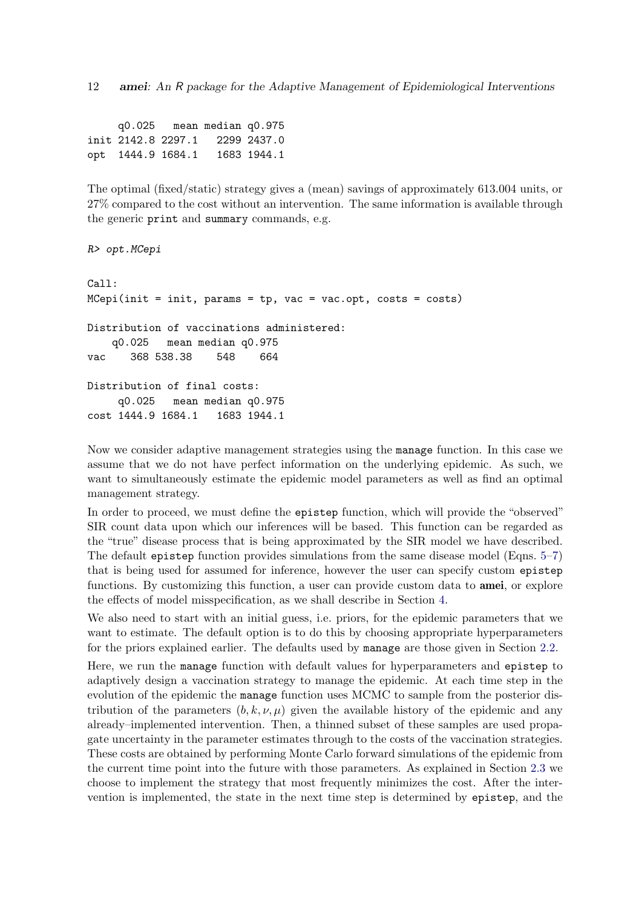```
     q0.025   mean median q0.975
init 2142.8 2297.1   2299 2437.0
opt  1444.9 1684.1   1683 1944.1
```

The optimal (fixed/static) strategy gives a (mean) savings of approximately 613.004 units, or 27% compared to the cost without an intervention. The same information is available through the generic `print` and `summary` commands, e.g.

```
R> opt.MCepi

Call:
MCepi(init = init, params = tp, vac = vac.opt, costs = costs)

Distribution of vaccinations administered:
    q0.025   mean median q0.975
vac    368 538.38    548    664

Distribution of final costs:
     q0.025   mean median q0.975
cost 1444.9 1684.1   1683 1944.1
```

Now we consider adaptive management strategies using the `manage` function. In this case we assume that we do not have perfect information on the underlying epidemic. As such, we want to simultaneously estimate the epidemic model parameters as well as find an optimal management strategy.

In order to proceed, we must define the `epistep` function, which will provide the "observed" SIR count data upon which our inferences will be based. This function can be regarded as the "true" disease process that is being approximated by the SIR model we have described. The default `epistep` function provides simulations from the same disease model (Eqns. 5–7) that is being used for assumed for inference, however the user can specify custom `epistep` functions. By customizing this function, a user can provide custom data to **amei**, or explore the effects of model misspecification, as we shall describe in Section 4.

We also need to start with an initial guess, i.e. priors, for the epidemic parameters that we want to estimate. The default option is to do this by choosing appropriate hyperparameters for the priors explained earlier. The defaults used by `manage` are those given in Section 2.2.

Here, we run the `manage` function with default values for hyperparameters and `epistep` to adaptively design a vaccination strategy to manage the epidemic. At each time step in the evolution of the epidemic the `manage` function uses MCMC to sample from the posterior distribution of the parameters $(b, k, \nu, \mu)$ given the available history of the epidemic and any already–implemented intervention. Then, a thinned subset of these samples are used propagate uncertainty in the parameter estimates through to the costs of the vaccination strategies. These costs are obtained by performing Monte Carlo forward simulations of the epidemic from the current time point into the future with those parameters. As explained in Section 2.3 we choose to implement the strategy that most frequently minimizes the cost. After the intervention is implemented, the state in the next time step is determined by `epistep`, and the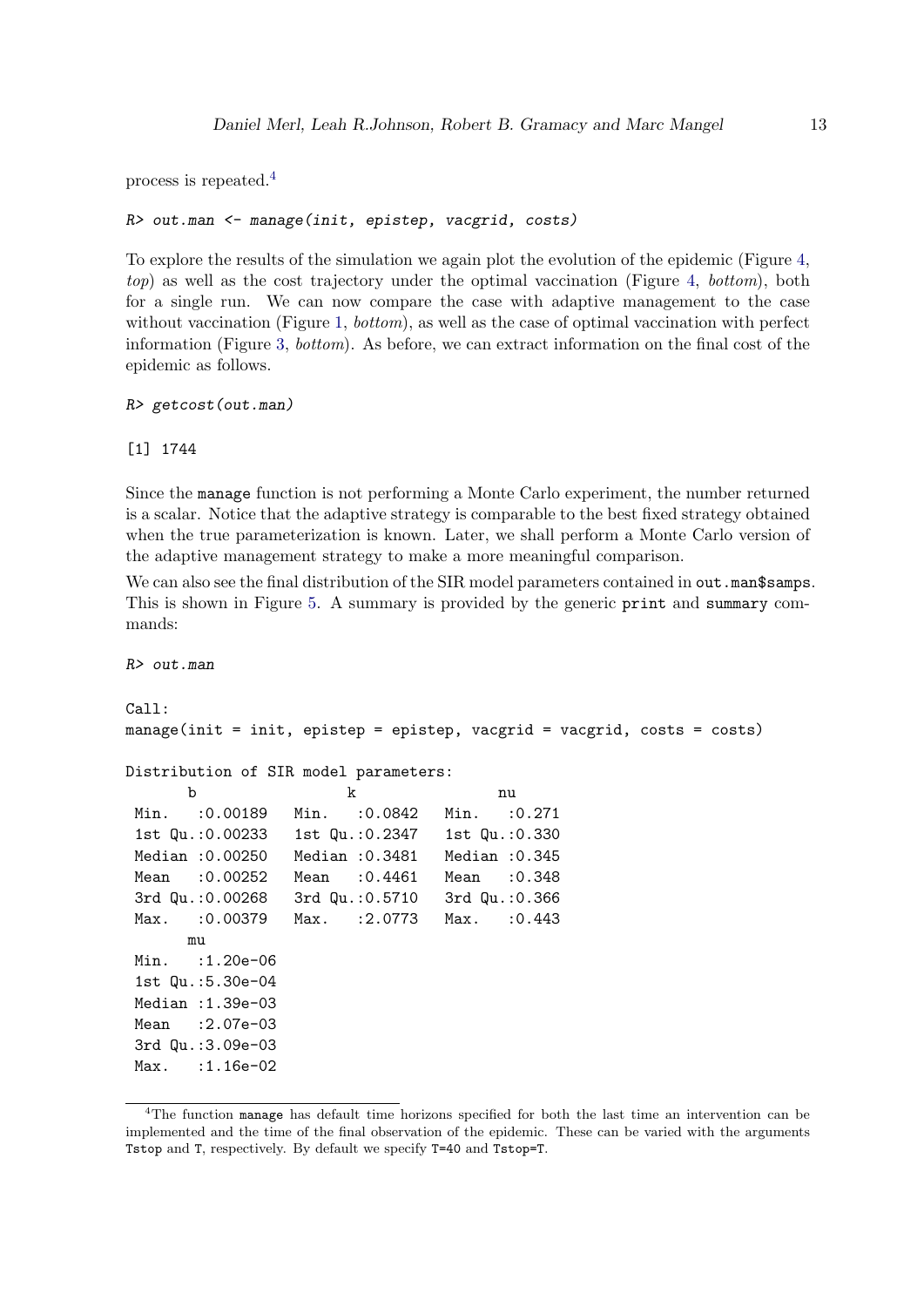process is repeated.[4]

```
R> out.man <- manage(init, epistep, vacgrid, costs)
```

To explore the results of the simulation we again plot the evolution of the epidemic (Figure 4, *top*) as well as the cost trajectory under the optimal vaccination (Figure 4, *bottom*), both for a single run. We can now compare the case with adaptive management to the case without vaccination (Figure 1, *bottom*), as well as the case of optimal vaccination with perfect information (Figure 3, *bottom*). As before, we can extract information on the final cost of the epidemic as follows.

```
R> getcost(out.man)

[1] 1744
```

Since the `manage` function is not performing a Monte Carlo experiment, the number returned is a scalar. Notice that the adaptive strategy is comparable to the best fixed strategy obtained when the true parameterization is known. Later, we shall perform a Monte Carlo version of the adaptive management strategy to make a more meaningful comparison.

We can also see the final distribution of the SIR model parameters contained in `out.man$samps`. This is shown in Figure 5. A summary is provided by the generic `print` and `summary` commands:

```
R> out.man

Call:
manage(init = init, epistep = epistep, vacgrid = vacgrid, costs = costs)

Distribution of SIR model parameters:
       b                  k                 nu
 Min.   :0.00189   Min.   :0.0842   Min.   :0.271
 1st Qu.:0.00233   1st Qu.:0.2347   1st Qu.:0.330
 Median :0.00250   Median :0.3481   Median :0.345
 Mean   :0.00252   Mean   :0.4461   Mean   :0.348
 3rd Qu.:0.00268   3rd Qu.:0.5710   3rd Qu.:0.366
 Max.   :0.00379   Max.   :2.0773   Max.   :0.443
       mu
 Min.   :1.20e-06
 1st Qu.:5.30e-04
 Median :1.39e-03
 Mean   :2.07e-03
 3rd Qu.:3.09e-03
 Max.   :1.16e-02
```

[4] The function `manage` has default time horizons specified for both the last time an intervention can be implemented and the time of the final observation of the epidemic. These can be varied with the arguments `Tstop` and `T`, respectively. By default we specify `T=40` and `Tstop=T`.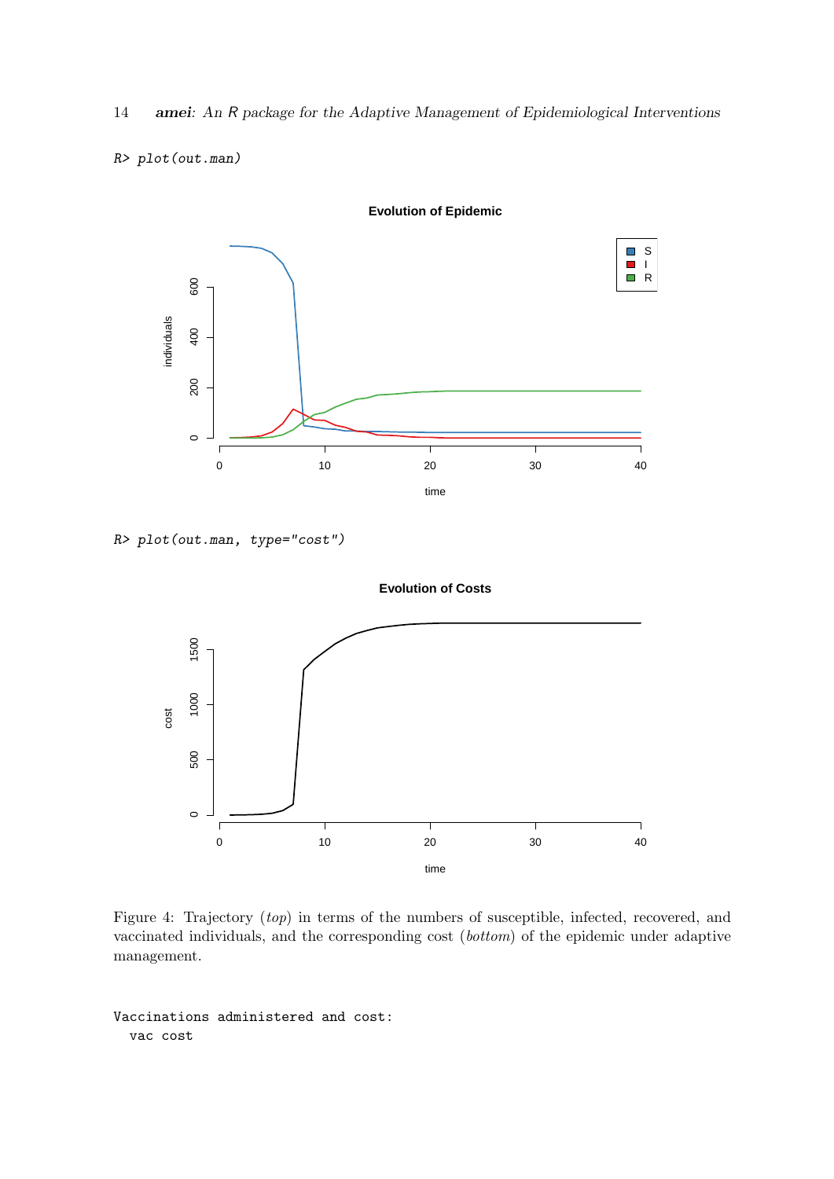```
R> plot(out.man)
```

```
R> plot(out.man, type="cost")
```

Figure 4: Trajectory (*top*) in terms of the numbers of susceptible, infected, recovered, and vaccinated individuals, and the corresponding cost (*bottom*) of the epidemic under adaptive management.

```
Vaccinations administered and cost:
  vac cost
```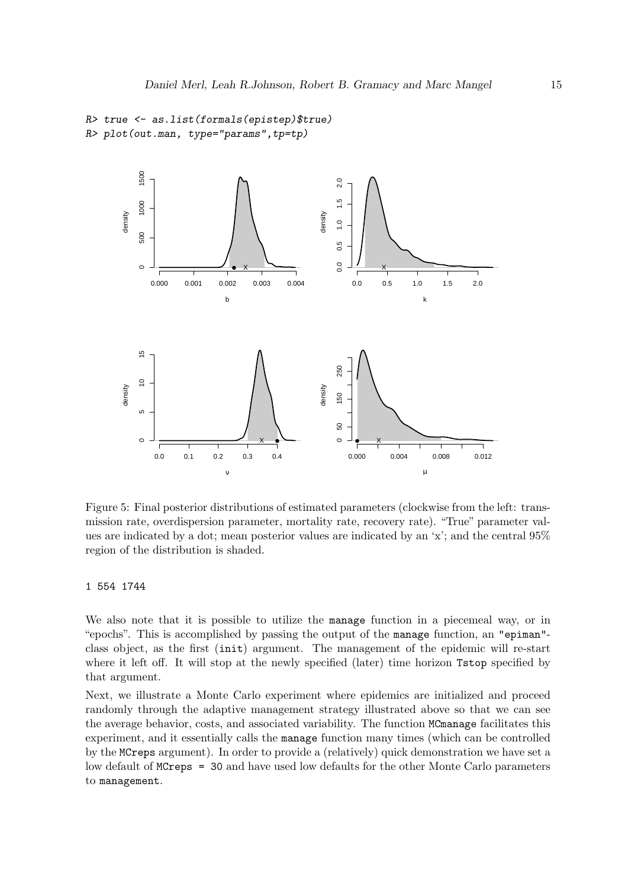```
R> true <- as.list(formals(epistep)$true)
R> plot(out.man, type="params",tp=tp)
```

Figure 5: Final posterior distributions of estimated parameters (clockwise from the left: transmission rate, overdispersion parameter, mortality rate, recovery rate). "True" parameter values are indicated by a dot; mean posterior values are indicated by an 'x'; and the central 95% region of the distribution is shaded.

```
1 554 1744
```

We also note that it is possible to utilize the `manage` function in a piecemeal way, or in "epochs". This is accomplished by passing the output of the `manage` function, an `"epiman"`-class object, as the first (`init`) argument. The management of the epidemic will re-start where it left off. It will stop at the newly specified (later) time horizon `Tstop` specified by that argument.

Next, we illustrate a Monte Carlo experiment where epidemics are initialized and proceed randomly through the adaptive management strategy illustrated above so that we can see the average behavior, costs, and associated variability. The function `MCmanage` facilitates this experiment, and it essentially calls the `manage` function many times (which can be controlled by the `MCreps` argument). In order to provide a (relatively) quick demonstration we have set a low default of `MCreps = 30` and have used low defaults for the other Monte Carlo parameters to `management`.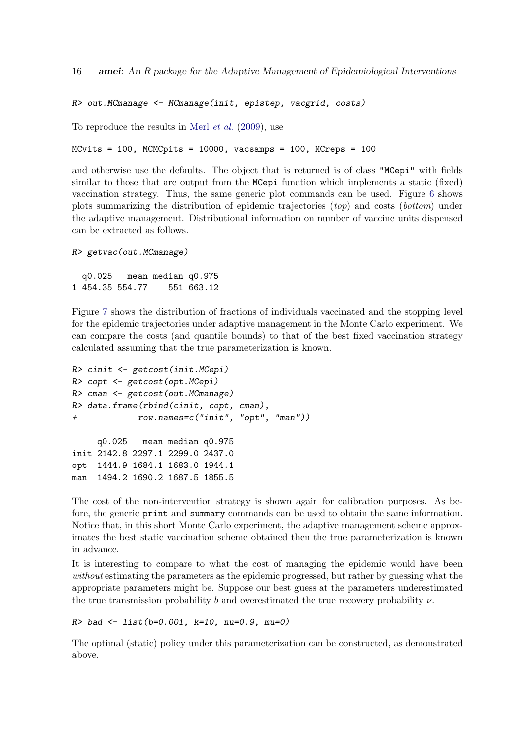```
R> out.MCmanage <- MCmanage(init, epistep, vacgrid, costs)
```

To reproduce the results in Merl *et al.* (2009), use

```
MCvits = 100, MCMCpits = 10000, vacsamps = 100, MCreps = 100
```

and otherwise use the defaults. The object that is returned is of class "MCepi" with fields similar to those that are output from the MCepi function which implements a static (fixed) vaccination strategy. Thus, the same generic plot commands can be used. Figure 6 shows plots summarizing the distribution of epidemic trajectories (*top*) and costs (*bottom*) under the adaptive management. Distributional information on number of vaccine units dispensed can be extracted as follows.

```
R> getvac(out.MCmanage)

  q0.025   mean median q0.975
1 454.35 554.77    551 663.12
```

Figure 7 shows the distribution of fractions of individuals vaccinated and the stopping level for the epidemic trajectories under adaptive management in the Monte Carlo experiment. We can compare the costs (and quantile bounds) to that of the best fixed vaccination strategy calculated assuming that the true parameterization is known.

```
R> cinit <- getcost(init.MCepi)
R> copt <- getcost(opt.MCepi)
R> cman <- getcost(out.MCmanage)
R> data.frame(rbind(cinit, copt, cman),
+            row.names=c("init", "opt", "man"))

     q0.025   mean median q0.975
init 2142.8 2297.1 2299.0 2437.0
opt  1444.9 1684.1 1683.0 1944.1
man  1494.2 1690.2 1687.5 1855.5
```

The cost of the non-intervention strategy is shown again for calibration purposes. As before, the generic print and summary commands can be used to obtain the same information. Notice that, in this short Monte Carlo experiment, the adaptive management scheme approximates the best static vaccination scheme obtained then the true parameterization is known in advance.

It is interesting to compare to what the cost of managing the epidemic would have been *without* estimating the parameters as the epidemic progressed, but rather by guessing what the appropriate parameters might be. Suppose our best guess at the parameters underestimated the true transmission probability $b$ and overestimated the true recovery probability $\nu$.

```
R> bad <- list(b=0.001, k=10, nu=0.9, mu=0)
```

The optimal (static) policy under this parameterization can be constructed, as demonstrated above.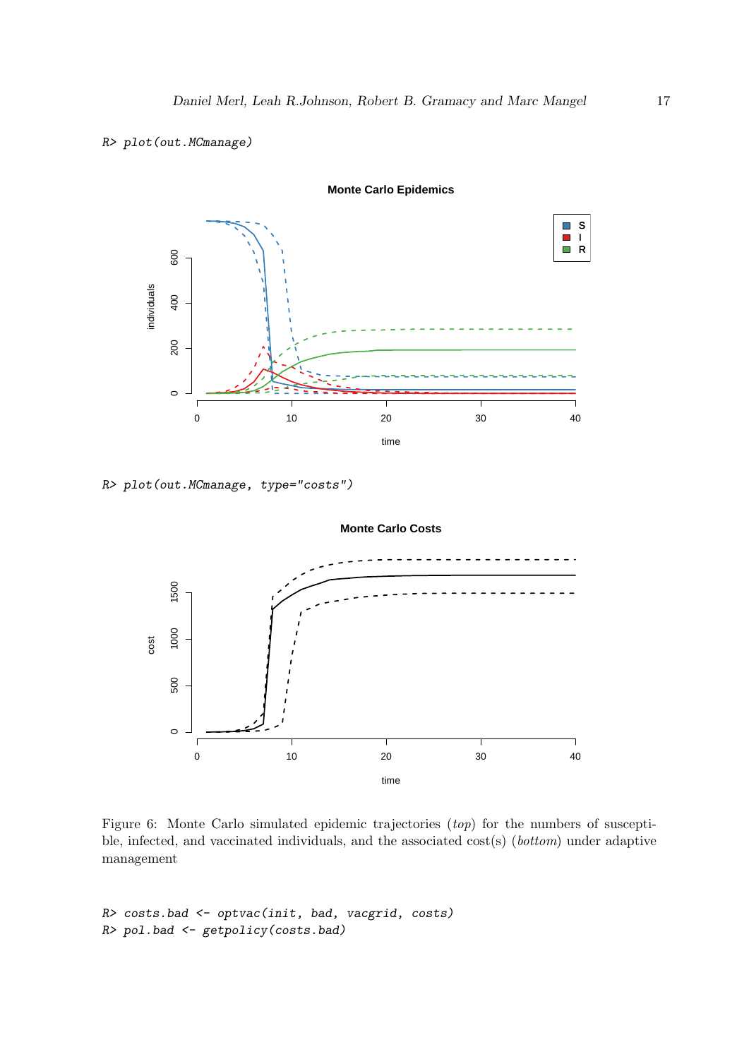```
R> plot(out.MCmanage)
```

```
R> plot(out.MCmanage, type="costs")
```

Figure 6: Monte Carlo simulated epidemic trajectories (*top*) for the numbers of susceptible, infected, and vaccinated individuals, and the associated cost(s) (*bottom*) under adaptive management

```
R> costs.bad <- optvac(init, bad, vacgrid, costs)
R> pol.bad <- getpolicy(costs.bad)
```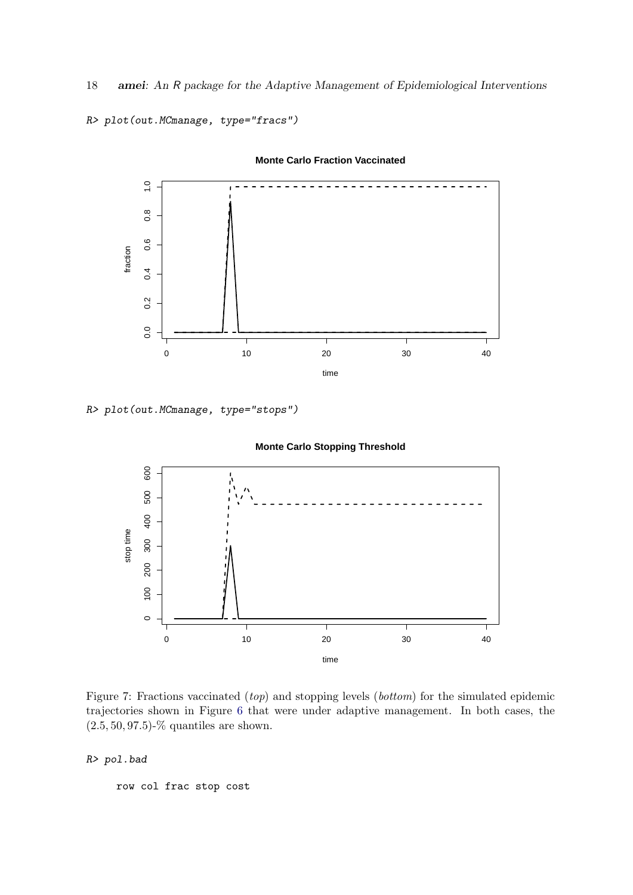```
R> plot(out.MCmanage, type="fracs")
```

```
R> plot(out.MCmanage, type="stops")
```

Figure 7: Fractions vaccinated (*top*) and stopping levels (*bottom*) for the simulated epidemic trajectories shown in Figure 6 that were under adaptive management. In both cases, the $(2.5, 50, 97.5)$-% quantiles are shown.

```
R> pol.bad

    row col frac stop cost
```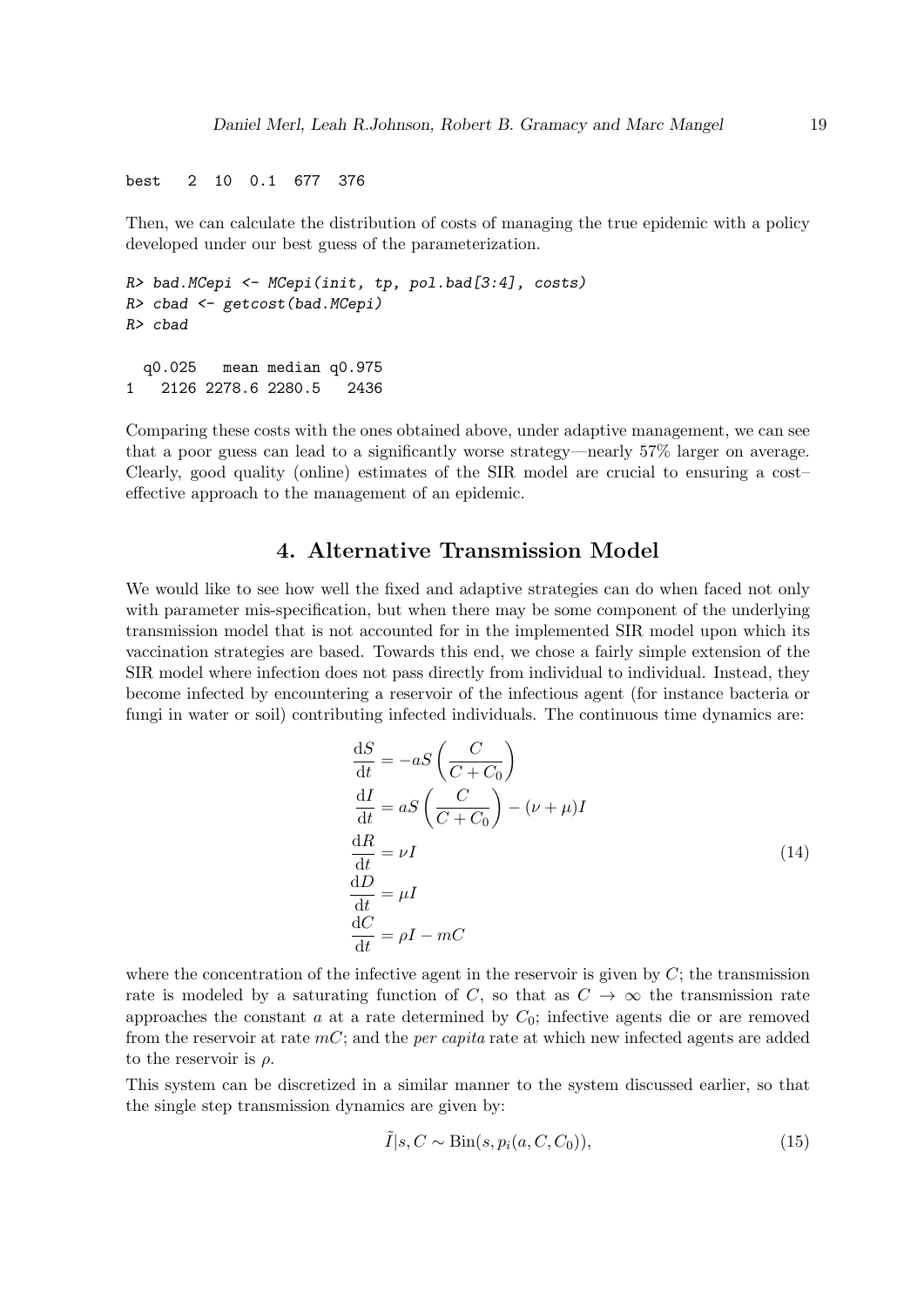```
best   2  10  0.1  677  376
```

Then, we can calculate the distribution of costs of managing the true epidemic with a policy developed under our best guess of the parameterization.

```
R> bad.MCepi <- MCepi(init, tp, pol.bad[3:4], costs)
R> cbad <- getcost(bad.MCepi)
R> cbad

  q0.025   mean median q0.975
1   2126 2278.6 2280.5   2436
```

Comparing these costs with the ones obtained above, under adaptive management, we can see that a poor guess can lead to a significantly worse strategy—nearly 57% larger on average. Clearly, good quality (online) estimates of the SIR model are crucial to ensuring a cost–effective approach to the management of an epidemic.

## 4. Alternative Transmission Model

We would like to see how well the fixed and adaptive strategies can do when faced not only with parameter mis-specification, but when there may be some component of the underlying transmission model that is not accounted for in the implemented SIR model upon which its vaccination strategies are based. Towards this end, we chose a fairly simple extension of the SIR model where infection does not pass directly from individual to individual. Instead, they become infected by encountering a reservoir of the infectious agent (for instance bacteria or fungi in water or soil) contributing infected individuals. The continuous time dynamics are:

$$
\begin{aligned}
\frac{\mathrm{d}S}{\mathrm{d}t} &= -aS\left(\frac{C}{C+C_0}\right) \\
\frac{\mathrm{d}I}{\mathrm{d}t} &= aS\left(\frac{C}{C+C_0}\right) - (\nu+\mu)I \\
\frac{\mathrm{d}R}{\mathrm{d}t} &= \nu I \\
\frac{\mathrm{d}D}{\mathrm{d}t} &= \mu I \\
\frac{\mathrm{d}C}{\mathrm{d}t} &= \rho I - mC
\end{aligned}
\tag{14}
$$

where the concentration of the infective agent in the reservoir is given by $C$; the transmission rate is modeled by a saturating function of $C$, so that as $C \to \infty$ the transmission rate approaches the constant $a$ at a rate determined by $C_0$; infective agents die or are removed from the reservoir at rate $mC$; and the *per capita* rate at which new infected agents are added to the reservoir is $\rho$.

This system can be discretized in a similar manner to the system discussed earlier, so that the single step transmission dynamics are given by:

$$
\tilde{I}|s, C \sim \mathrm{Bin}(s, p_i(a, C, C_0)), \tag{15}
$$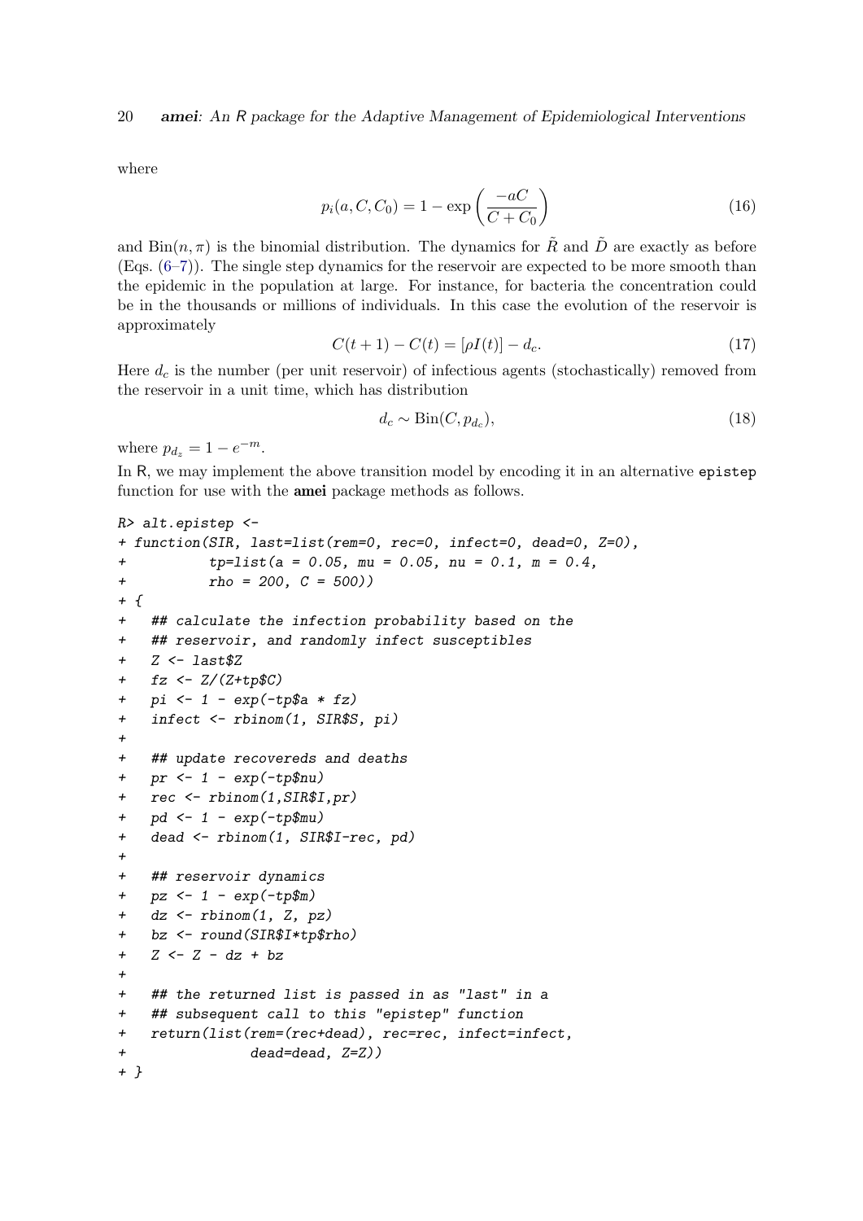where

$$p_i(a, C, C_0) = 1 - \exp\left(\frac{-aC}{C + C_0}\right) \tag{16}$$

and $\text{Bin}(n, \pi)$ is the binomial distribution. The dynamics for $\tilde{R}$ and $\tilde{D}$ are exactly as before (Eqs. (6–7)). The single step dynamics for the reservoir are expected to be more smooth than the epidemic in the population at large. For instance, for bacteria the concentration could be in the thousands or millions of individuals. In this case the evolution of the reservoir is approximately

$$C(t+1) - C(t) = [\rho I(t)] - d_c. \tag{17}$$

Here $d_c$ is the number (per unit reservoir) of infectious agents (stochastically) removed from the reservoir in a unit time, which has distribution

$$d_c \sim \text{Bin}(C, p_{d_c}), \tag{18}$$

where $p_{d_z} = 1 - e^{-m}$.

In R, we may implement the above transition model by encoding it in an alternative `epistep` function for use with the **amei** package methods as follows.

```
R> alt.epistep <-
+ function(SIR, last=list(rem=0, rec=0, infect=0, dead=0, Z=0),
+          tp=list(a = 0.05, mu = 0.05, nu = 0.1, m = 0.4,
+          rho = 200, C = 500))
+ {
+   ## calculate the infection probability based on the
+   ## reservoir, and randomly infect susceptibles
+   Z <- last$Z
+   fz <- Z/(Z+tp$C)
+   pi <- 1 - exp(-tp$a * fz)
+   infect <- rbinom(1, SIR$S, pi)
+
+   ## update recovereds and deaths
+   pr <- 1 - exp(-tp$nu)
+   rec <- rbinom(1,SIR$I,pr)
+   pd <- 1 - exp(-tp$mu)
+   dead <- rbinom(1, SIR$I-rec, pd)
+
+   ## reservoir dynamics
+   pz <- 1 - exp(-tp$m)
+   dz <- rbinom(1, Z, pz)
+   bz <- round(SIR$I*tp$rho)
+   Z <- Z - dz + bz
+
+   ## the returned list is passed in as "last" in a
+   ## subsequent call to this "epistep" function
+   return(list(rem=(rec+dead), rec=rec, infect=infect,
+               dead=dead, Z=Z))
+ }
```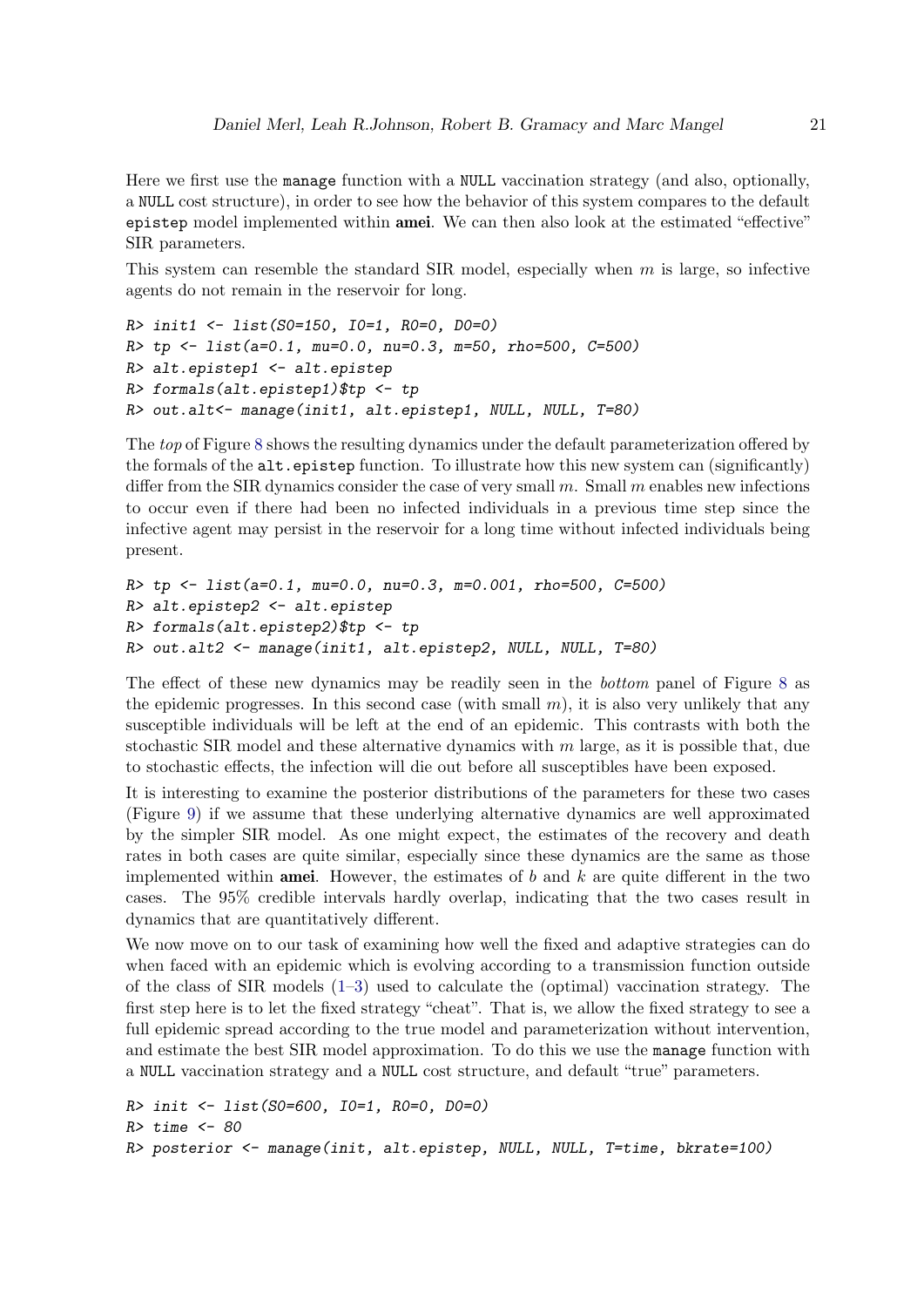Here we first use the `manage` function with a `NULL` vaccination strategy (and also, optionally, a `NULL` cost structure), in order to see how the behavior of this system compares to the default `epistep` model implemented within **amei**. We can then also look at the estimated "effective" SIR parameters.

This system can resemble the standard SIR model, especially when $m$ is large, so infective agents do not remain in the reservoir for long.

```
R> init1 <- list(S0=150, I0=1, R0=0, D0=0)
R> tp <- list(a=0.1, mu=0.0, nu=0.3, m=50, rho=500, C=500)
R> alt.epistep1 <- alt.epistep
R> formals(alt.epistep1)$tp <- tp
R> out.alt<- manage(init1, alt.epistep1, NULL, NULL, T=80)
```

The *top* of Figure 8 shows the resulting dynamics under the default parameterization offered by the formals of the `alt.epistep` function. To illustrate how this new system can (significantly) differ from the SIR dynamics consider the case of very small $m$. Small $m$ enables new infections to occur even if there had been no infected individuals in a previous time step since the infective agent may persist in the reservoir for a long time without infected individuals being present.

```
R> tp <- list(a=0.1, mu=0.0, nu=0.3, m=0.001, rho=500, C=500)
R> alt.epistep2 <- alt.epistep
R> formals(alt.epistep2)$tp <- tp
R> out.alt2 <- manage(init1, alt.epistep2, NULL, NULL, T=80)
```

The effect of these new dynamics may be readily seen in the *bottom* panel of Figure 8 as the epidemic progresses. In this second case (with small $m$), it is also very unlikely that any susceptible individuals will be left at the end of an epidemic. This contrasts with both the stochastic SIR model and these alternative dynamics with $m$ large, as it is possible that, due to stochastic effects, the infection will die out before all susceptibles have been exposed.

It is interesting to examine the posterior distributions of the parameters for these two cases (Figure 9) if we assume that these underlying alternative dynamics are well approximated by the simpler SIR model. As one might expect, the estimates of the recovery and death rates in both cases are quite similar, especially since these dynamics are the same as those implemented within **amei**. However, the estimates of $b$ and $k$ are quite different in the two cases. The 95% credible intervals hardly overlap, indicating that the two cases result in dynamics that are quantitatively different.

We now move on to our task of examining how well the fixed and adaptive strategies can do when faced with an epidemic which is evolving according to a transmission function outside of the class of SIR models (1–3) used to calculate the (optimal) vaccination strategy. The first step here is to let the fixed strategy "cheat". That is, we allow the fixed strategy to see a full epidemic spread according to the true model and parameterization without intervention, and estimate the best SIR model approximation. To do this we use the `manage` function with a `NULL` vaccination strategy and a `NULL` cost structure, and default "true" parameters.

```
R> init <- list(S0=600, I0=1, R0=0, D0=0)
R> time <- 80
R> posterior <- manage(init, alt.epistep, NULL, NULL, T=time, bkrate=100)
```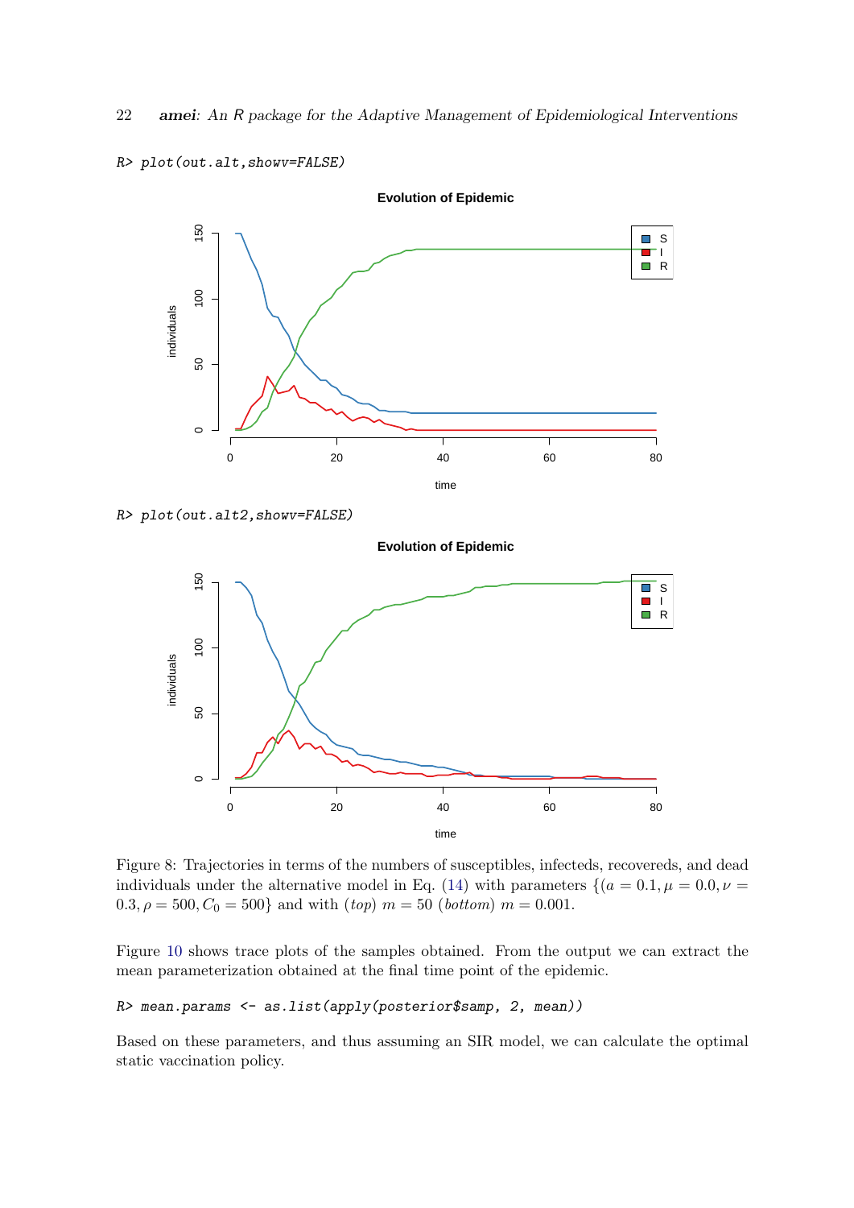```
R> plot(out.alt,showv=FALSE)
```

```
R> plot(out.alt2,showv=FALSE)
```

Figure 8: Trajectories in terms of the numbers of susceptibles, infecteds, recovereds, and dead individuals under the alternative model in Eq. (14) with parameters $\{(a = 0.1, \mu = 0.0, \nu = 0.3, \rho = 500, C_0 = 500\}$ and with (*top*) $m = 50$ (*bottom*) $m = 0.001$.

Figure 10 shows trace plots of the samples obtained. From the output we can extract the mean parameterization obtained at the final time point of the epidemic.

```
R> mean.params <- as.list(apply(posterior$samp, 2, mean))
```

Based on these parameters, and thus assuming an SIR model, we can calculate the optimal static vaccination policy.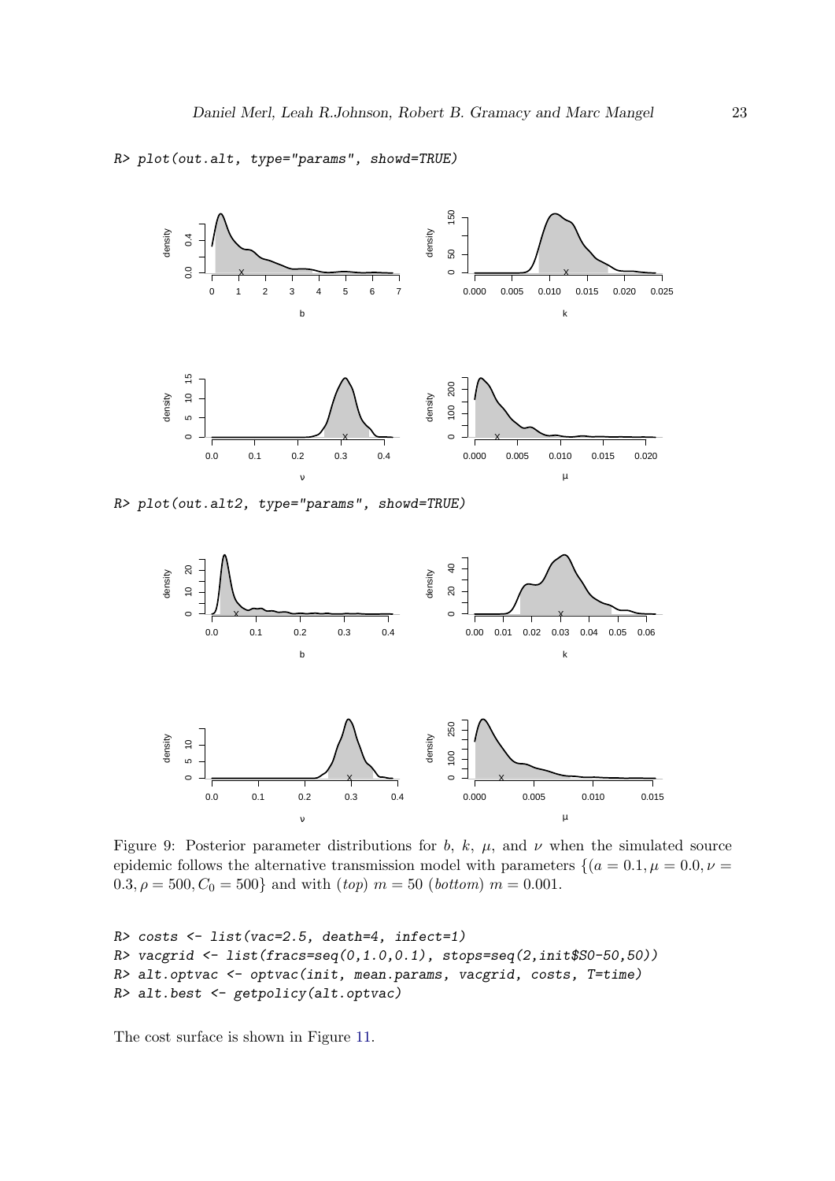```
R> plot(out.alt, type="params", showd=TRUE)
```

```
R> plot(out.alt2, type="params", showd=TRUE)
```

Figure 9: Posterior parameter distributions for $b$, $k$, $\mu$, and $\nu$ when the simulated source epidemic follows the alternative transmission model with parameters $\{(a = 0.1, \mu = 0.0, \nu = 0.3, \rho = 500, C_0 = 500\}$ and with (*top*) $m = 50$ (*bottom*) $m = 0.001$.

```
R> costs <- list(vac=2.5, death=4, infect=1)
R> vacgrid <- list(fracs=seq(0,1.0,0.1), stops=seq(2,init$S0-50,50))
R> alt.optvac <- optvac(init, mean.params, vacgrid, costs, T=time)
R> alt.best <- getpolicy(alt.optvac)
```

The cost surface is shown in Figure 11.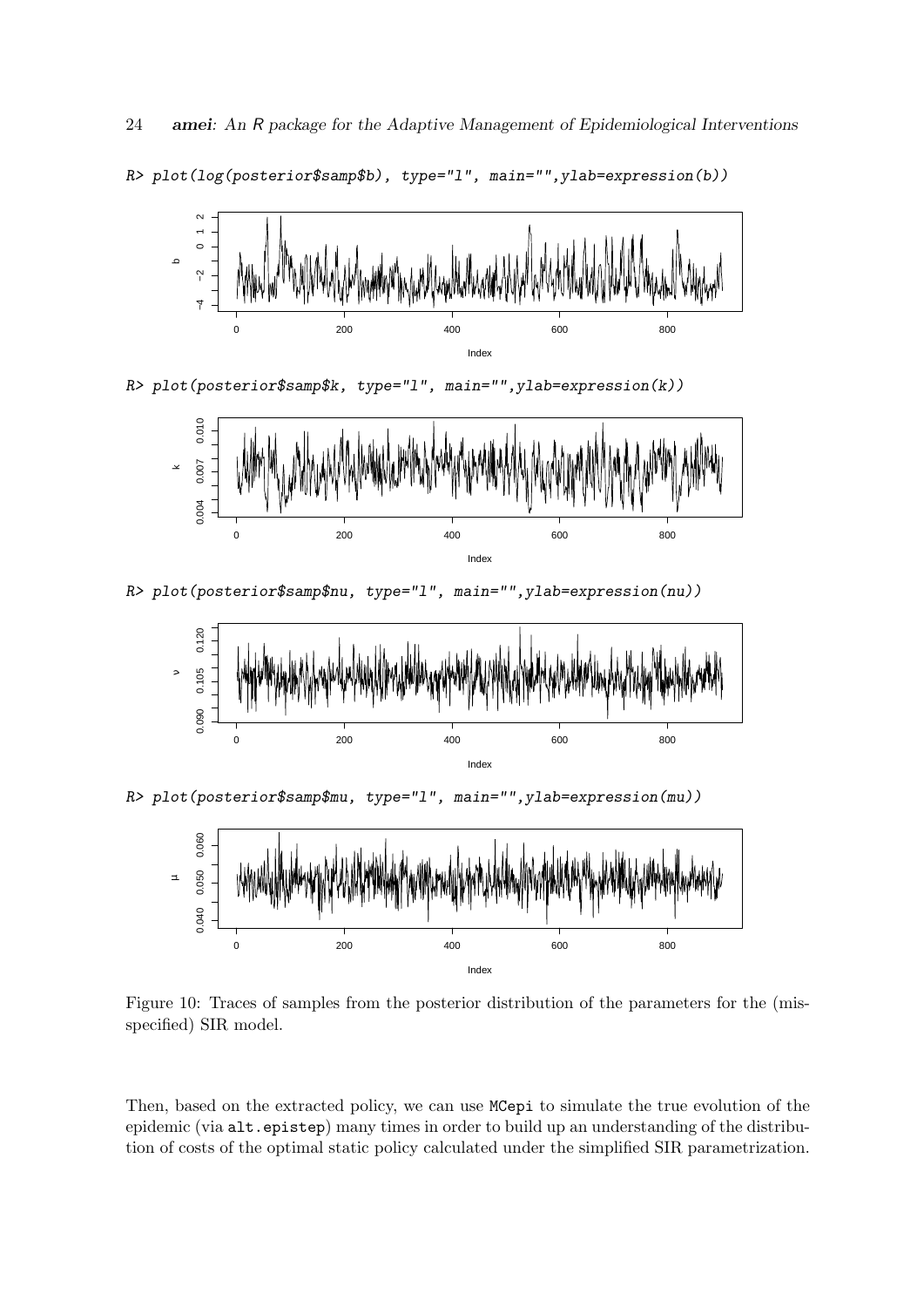```
R> plot(log(posterior$samp$b), type="l", main="",ylab=expression(b))
```

```
R> plot(posterior$samp$k, type="l", main="",ylab=expression(k))
```

```
R> plot(posterior$samp$nu, type="l", main="",ylab=expression(nu))
```

```
R> plot(posterior$samp$mu, type="l", main="",ylab=expression(mu))
```

Figure 10: Traces of samples from the posterior distribution of the parameters for the (misspecified) SIR model.

Then, based on the extracted policy, we can use `MCepi` to simulate the true evolution of the epidemic (via `alt.epistep`) many times in order to build up an understanding of the distribution of costs of the optimal static policy calculated under the simplified SIR parametrization.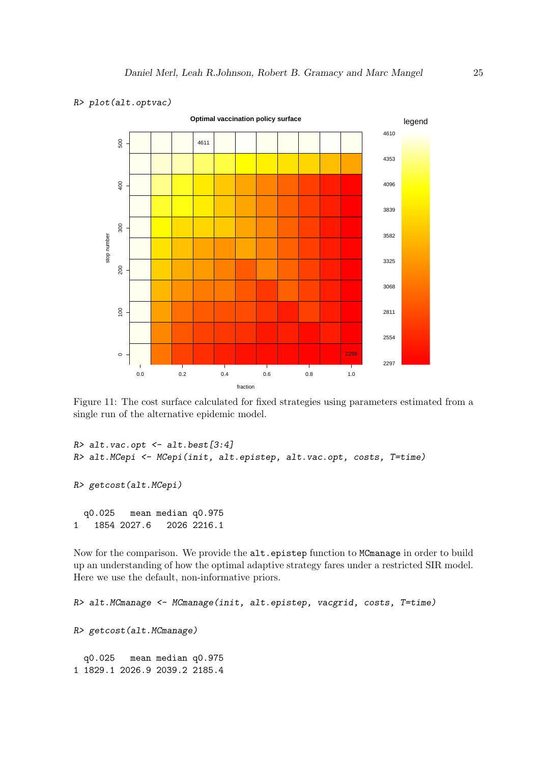```
R> plot(alt.optvac)
```

Figure 11: The cost surface calculated for fixed strategies using parameters estimated from a single run of the alternative epidemic model.

```
R> alt.vac.opt <- alt.best[3:4]
R> alt.MCepi <- MCepi(init, alt.epistep, alt.vac.opt, costs, T=time)
```

```
R> getcost(alt.MCepi)
```

```
  q0.025   mean median q0.975
1   1854 2027.6   2026 2216.1
```

Now for the comparison. We provide the `alt.epistep` function to `MCmanage` in order to build up an understanding of how the optimal adaptive strategy fares under a restricted SIR model. Here we use the default, non-informative priors.

```
R> alt.MCmanage <- MCmanage(init, alt.epistep, vacgrid, costs, T=time)
```

```
R> getcost(alt.MCmanage)
```

```
  q0.025   mean median q0.975
1 1829.1 2026.9 2039.2 2185.4
```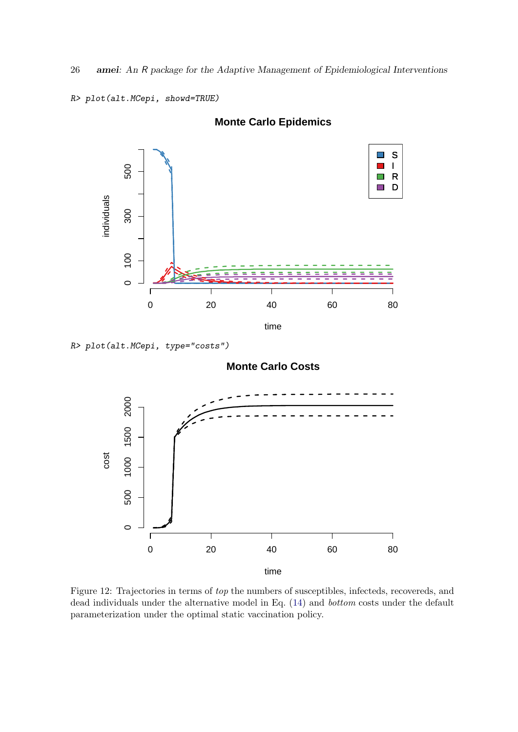```
R> plot(alt.MCepi, showd=TRUE)
```

```
R> plot(alt.MCepi, type="costs")
```

Figure 12: Trajectories in terms of *top* the numbers of susceptibles, infecteds, recovereds, and dead individuals under the alternative model in Eq. (14) and *bottom* costs under the default parameterization under the optimal static vaccination policy.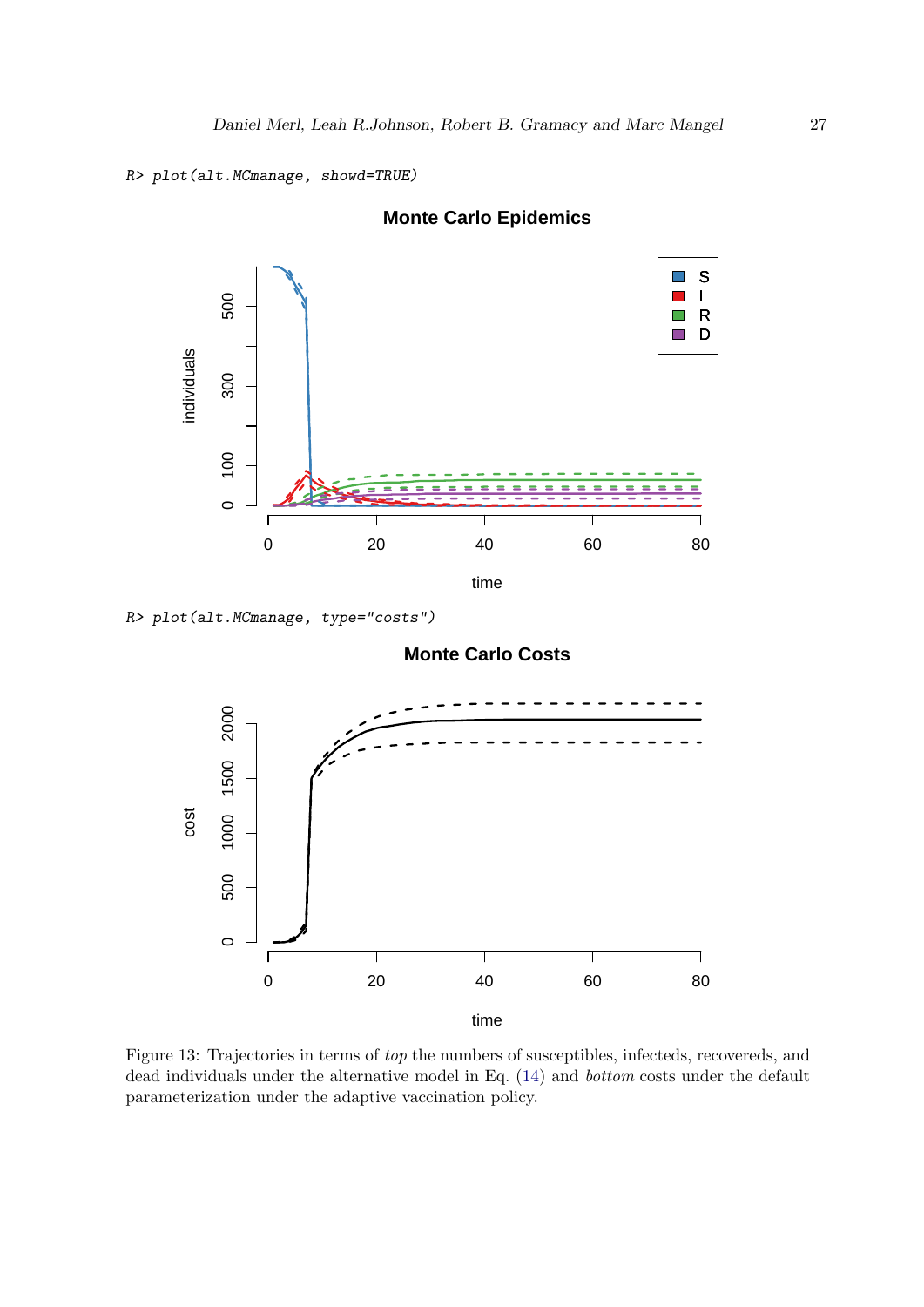```
R> plot(alt.MCmanage, showd=TRUE)
```

```
R> plot(alt.MCmanage, type="costs")
```

Figure 13: Trajectories in terms of *top* the numbers of susceptibles, infecteds, recovereds, and dead individuals under the alternative model in Eq. (14) and *bottom* costs under the default parameterization under the adaptive vaccination policy.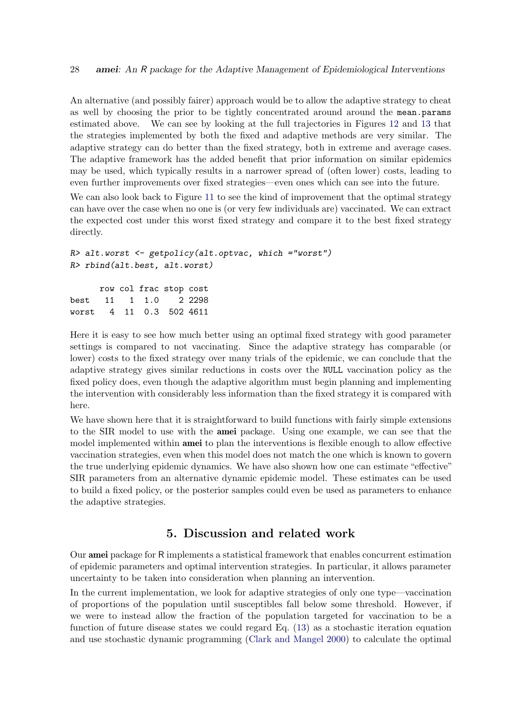An alternative (and possibly fairer) approach would be to allow the adaptive strategy to cheat as well by choosing the prior to be tightly concentrated around around the `mean.params` estimated above. We can see by looking at the full trajectories in Figures 12 and 13 that the strategies implemented by both the fixed and adaptive methods are very similar. The adaptive strategy can do better than the fixed strategy, both in extreme and average cases. The adaptive framework has the added benefit that prior information on similar epidemics may be used, which typically results in a narrower spread of (often lower) costs, leading to even further improvements over fixed strategies—even ones which can see into the future.

We can also look back to Figure 11 to see the kind of improvement that the optimal strategy can have over the case when no one is (or very few individuals are) vaccinated. We can extract the expected cost under this worst fixed strategy and compare it to the best fixed strategy directly.

```
R> alt.worst <- getpolicy(alt.optvac, which ="worst")
R> rbind(alt.best, alt.worst)

      row col frac stop cost
best   11   1  1.0    2 2298
worst   4  11  0.3  502 4611
```

Here it is easy to see how much better using an optimal fixed strategy with good parameter settings is compared to not vaccinating. Since the adaptive strategy has comparable (or lower) costs to the fixed strategy over many trials of the epidemic, we can conclude that the adaptive strategy gives similar reductions in costs over the `NULL` vaccination policy as the fixed policy does, even though the adaptive algorithm must begin planning and implementing the intervention with considerably less information than the fixed strategy it is compared with here.

We have shown here that it is straightforward to build functions with fairly simple extensions to the SIR model to use with the **amei** package. Using one example, we can see that the model implemented within **amei** to plan the interventions is flexible enough to allow effective vaccination strategies, even when this model does not match the one which is known to govern the true underlying epidemic dynamics. We have also shown how one can estimate "effective" SIR parameters from an alternative dynamic epidemic model. These estimates can be used to build a fixed policy, or the posterior samples could even be used as parameters to enhance the adaptive strategies.

## 5. Discussion and related work

Our **amei** package for R implements a statistical framework that enables concurrent estimation of epidemic parameters and optimal intervention strategies. In particular, it allows parameter uncertainty to be taken into consideration when planning an intervention.

In the current implementation, we look for adaptive strategies of only one type—vaccination of proportions of the population until susceptibles fall below some threshold. However, if we were to instead allow the fraction of the population targeted for vaccination to be a function of future disease states we could regard Eq. (13) as a stochastic iteration equation and use stochastic dynamic programming (Clark and Mangel 2000) to calculate the optimal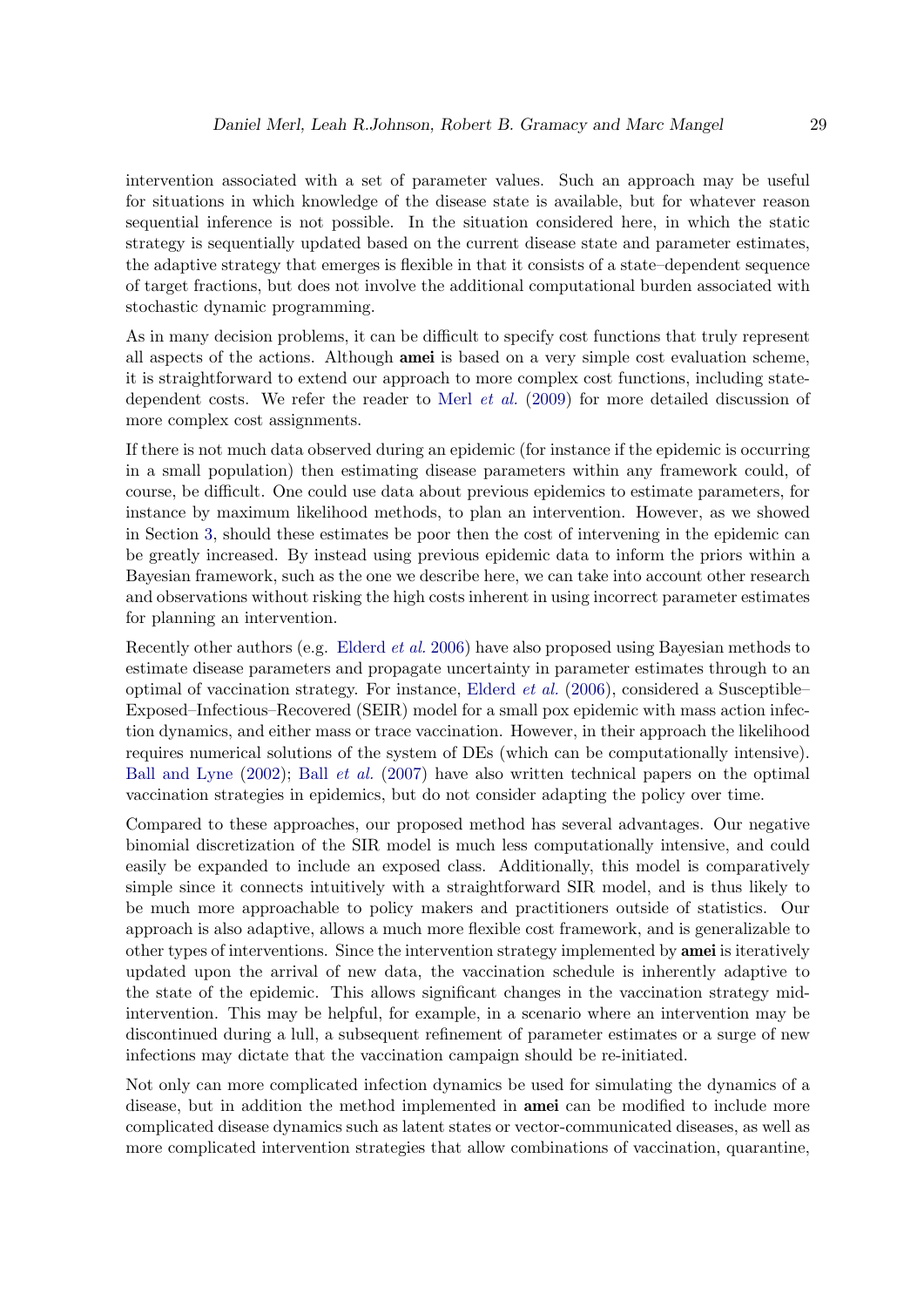intervention associated with a set of parameter values. Such an approach may be useful for situations in which knowledge of the disease state is available, but for whatever reason sequential inference is not possible. In the situation considered here, in which the static strategy is sequentially updated based on the current disease state and parameter estimates, the adaptive strategy that emerges is flexible in that it consists of a state–dependent sequence of target fractions, but does not involve the additional computational burden associated with stochastic dynamic programming.

As in many decision problems, it can be difficult to specify cost functions that truly represent all aspects of the actions. Although **amei** is based on a very simple cost evaluation scheme, it is straightforward to extend our approach to more complex cost functions, including state-dependent costs. We refer the reader to Merl *et al.* (2009) for more detailed discussion of more complex cost assignments.

If there is not much data observed during an epidemic (for instance if the epidemic is occurring in a small population) then estimating disease parameters within any framework could, of course, be difficult. One could use data about previous epidemics to estimate parameters, for instance by maximum likelihood methods, to plan an intervention. However, as we showed in Section 3, should these estimates be poor then the cost of intervening in the epidemic can be greatly increased. By instead using previous epidemic data to inform the priors within a Bayesian framework, such as the one we describe here, we can take into account other research and observations without risking the high costs inherent in using incorrect parameter estimates for planning an intervention.

Recently other authors (e.g. Elderd *et al.* 2006) have also proposed using Bayesian methods to estimate disease parameters and propagate uncertainty in parameter estimates through to an optimal of vaccination strategy. For instance, Elderd *et al.* (2006), considered a Susceptible–Exposed–Infectious–Recovered (SEIR) model for a small pox epidemic with mass action infection dynamics, and either mass or trace vaccination. However, in their approach the likelihood requires numerical solutions of the system of DEs (which can be computationally intensive). Ball and Lyne (2002); Ball *et al.* (2007) have also written technical papers on the optimal vaccination strategies in epidemics, but do not consider adapting the policy over time.

Compared to these approaches, our proposed method has several advantages. Our negative binomial discretization of the SIR model is much less computationally intensive, and could easily be expanded to include an exposed class. Additionally, this model is comparatively simple since it connects intuitively with a straightforward SIR model, and is thus likely to be much more approachable to policy makers and practitioners outside of statistics. Our approach is also adaptive, allows a much more flexible cost framework, and is generalizable to other types of interventions. Since the intervention strategy implemented by **amei** is iteratively updated upon the arrival of new data, the vaccination schedule is inherently adaptive to the state of the epidemic. This allows significant changes in the vaccination strategy mid-intervention. This may be helpful, for example, in a scenario where an intervention may be discontinued during a lull, a subsequent refinement of parameter estimates or a surge of new infections may dictate that the vaccination campaign should be re-initiated.

Not only can more complicated infection dynamics be used for simulating the dynamics of a disease, but in addition the method implemented in **amei** can be modified to include more complicated disease dynamics such as latent states or vector-communicated diseases, as well as more complicated intervention strategies that allow combinations of vaccination, quarantine,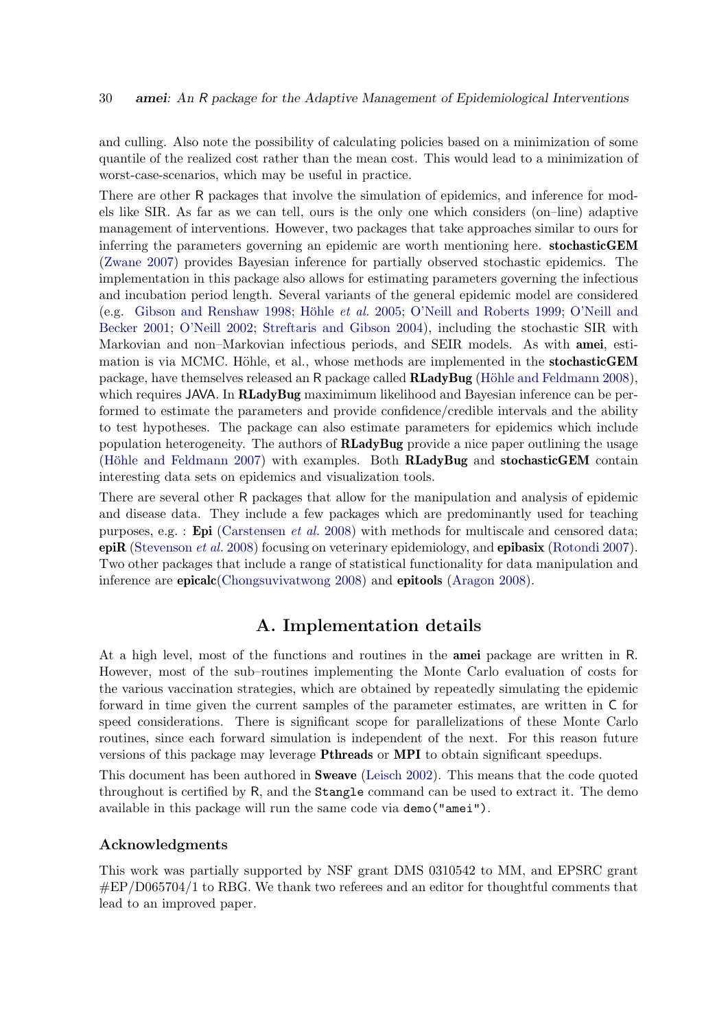and culling. Also note the possibility of calculating policies based on a minimization of some quantile of the realized cost rather than the mean cost. This would lead to a minimization of worst-case-scenarios, which may be useful in practice.

There are other R packages that involve the simulation of epidemics, and inference for models like SIR. As far as we can tell, ours is the only one which considers (on–line) adaptive management of interventions. However, two packages that take approaches similar to ours for inferring the parameters governing an epidemic are worth mentioning here. **stochasticGEM** (Zwane 2007) provides Bayesian inference for partially observed stochastic epidemics. The implementation in this package also allows for estimating parameters governing the infectious and incubation period length. Several variants of the general epidemic model are considered (e.g. Gibson and Renshaw 1998; Höhle *et al.* 2005; O'Neill and Roberts 1999; O'Neill and Becker 2001; O'Neill 2002; Streftaris and Gibson 2004), including the stochastic SIR with Markovian and non–Markovian infectious periods, and SEIR models. As with **amei**, estimation is via MCMC. Höhle, et al., whose methods are implemented in the **stochasticGEM** package, have themselves released an R package called **RLadyBug** (Höhle and Feldmann 2008), which requires JAVA. In **RLadyBug** maximimum likelihood and Bayesian inference can be performed to estimate the parameters and provide confidence/credible intervals and the ability to test hypotheses. The package can also estimate parameters for epidemics which include population heterogeneity. The authors of **RLadyBug** provide a nice paper outlining the usage (Höhle and Feldmann 2007) with examples. Both **RLadyBug** and **stochasticGEM** contain interesting data sets on epidemics and visualization tools.

There are several other R packages that allow for the manipulation and analysis of epidemic and disease data. They include a few packages which are predominantly used for teaching purposes, e.g. : **Epi** (Carstensen *et al.* 2008) with methods for multiscale and censored data; **epiR** (Stevenson *et al.* 2008) focusing on veterinary epidemiology, and **epibasix** (Rotondi 2007). Two other packages that include a range of statistical functionality for data manipulation and inference are **epicalc**(Chongsuvivatwong 2008) and **epitools** (Aragon 2008).

# A. Implementation details

At a high level, most of the functions and routines in the **amei** package are written in R. However, most of the sub–routines implementing the Monte Carlo evaluation of costs for the various vaccination strategies, which are obtained by repeatedly simulating the epidemic forward in time given the current samples of the parameter estimates, are written in C for speed considerations. There is significant scope for parallelizations of these Monte Carlo routines, since each forward simulation is independent of the next. For this reason future versions of this package may leverage **Pthreads** or **MPI** to obtain significant speedups.

This document has been authored in **Sweave** (Leisch 2002). This means that the code quoted throughout is certified by R, and the `Stangle` command can be used to extract it. The demo available in this package will run the same code via `demo("amei")`.

### Acknowledgments

This work was partially supported by NSF grant DMS 0310542 to MM, and EPSRC grant #EP/D065704/1 to RBG. We thank two referees and an editor for thoughtful comments that lead to an improved paper.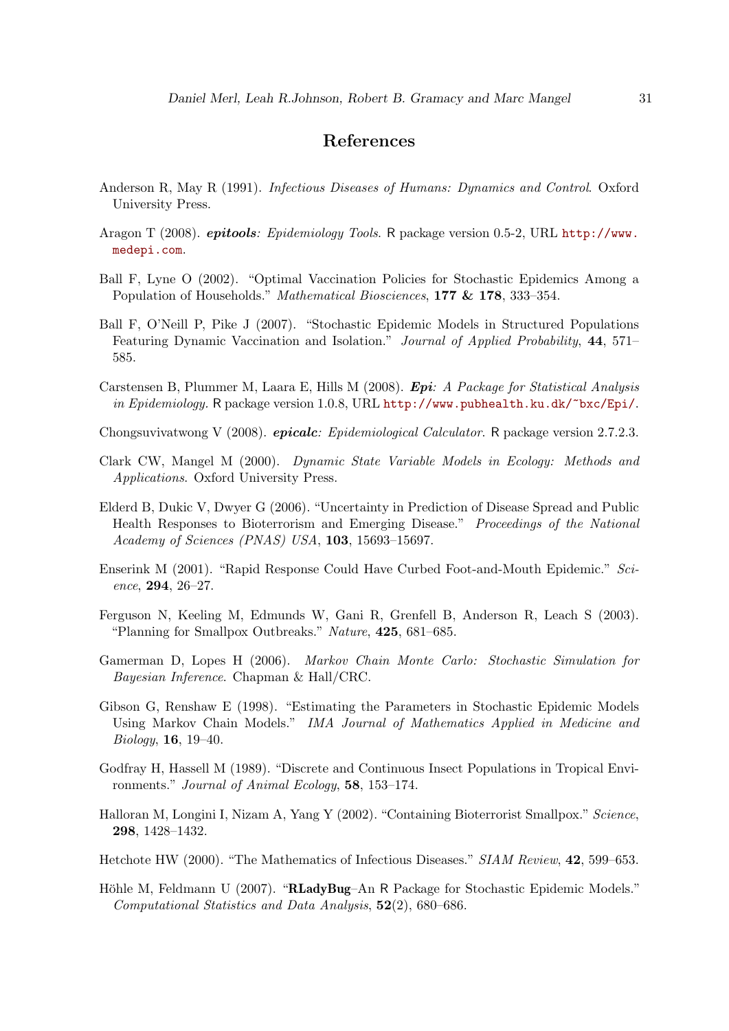## References

Anderson R, May R (1991). *Infectious Diseases of Humans: Dynamics and Control*. Oxford University Press.

Aragon T (2008). ***epitools**: Epidemiology Tools*. R package version 0.5-2, URL http://www.medepi.com.

Ball F, Lyne O (2002). "Optimal Vaccination Policies for Stochastic Epidemics Among a Population of Households." *Mathematical Biosciences*, **177 & 178**, 333–354.

Ball F, O'Neill P, Pike J (2007). "Stochastic Epidemic Models in Structured Populations Featuring Dynamic Vaccination and Isolation." *Journal of Applied Probability*, **44**, 571–585.

Carstensen B, Plummer M, Laara E, Hills M (2008). ***Epi**: A Package for Statistical Analysis in Epidemiology.* R package version 1.0.8, URL http://www.pubhealth.ku.dk/~bxc/Epi/.

Chongsuvivatwong V (2008). ***epicalc**: Epidemiological Calculator*. R package version 2.7.2.3.

Clark CW, Mangel M (2000). *Dynamic State Variable Models in Ecology: Methods and Applications*. Oxford University Press.

Elderd B, Dukic V, Dwyer G (2006). "Uncertainty in Prediction of Disease Spread and Public Health Responses to Bioterrorism and Emerging Disease." *Proceedings of the National Academy of Sciences (PNAS) USA*, **103**, 15693–15697.

Enserink M (2001). "Rapid Response Could Have Curbed Foot-and-Mouth Epidemic." *Science*, **294**, 26–27.

Ferguson N, Keeling M, Edmunds W, Gani R, Grenfell B, Anderson R, Leach S (2003). "Planning for Smallpox Outbreaks." *Nature*, **425**, 681–685.

Gamerman D, Lopes H (2006). *Markov Chain Monte Carlo: Stochastic Simulation for Bayesian Inference*. Chapman & Hall/CRC.

Gibson G, Renshaw E (1998). "Estimating the Parameters in Stochastic Epidemic Models Using Markov Chain Models." *IMA Journal of Mathematics Applied in Medicine and Biology*, **16**, 19–40.

Godfray H, Hassell M (1989). "Discrete and Continuous Insect Populations in Tropical Environments." *Journal of Animal Ecology*, **58**, 153–174.

Halloran M, Longini I, Nizam A, Yang Y (2002). "Containing Bioterrorist Smallpox." *Science*, **298**, 1428–1432.

Hetchote HW (2000). "The Mathematics of Infectious Diseases." *SIAM Review*, **42**, 599–653.

Höhle M, Feldmann U (2007). "**RLadyBug**–An R Package for Stochastic Epidemic Models." *Computational Statistics and Data Analysis*, **52**(2), 680–686.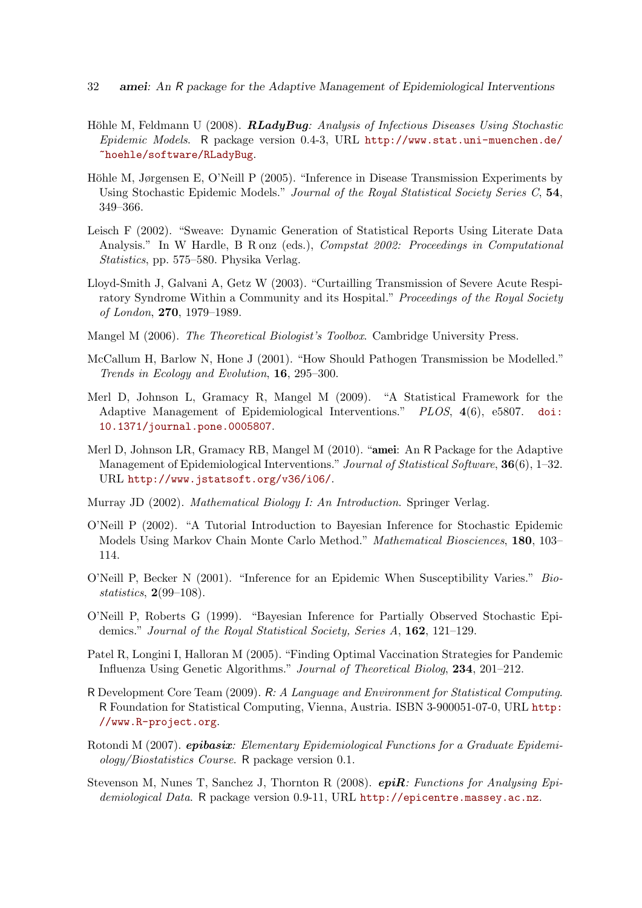Höhle M, Feldmann U (2008). ***RLadyBug**: Analysis of Infectious Diseases Using Stochastic Epidemic Models*. R package version 0.4-3, URL http://www.stat.uni-muenchen.de/~hoehle/software/RLadyBug.

Höhle M, Jørgensen E, O'Neill P (2005). "Inference in Disease Transmission Experiments by Using Stochastic Epidemic Models." *Journal of the Royal Statistical Society Series C*, **54**, 349–366.

Leisch F (2002). "Sweave: Dynamic Generation of Statistical Reports Using Literate Data Analysis." In W Hardle, B R onz (eds.), *Compstat 2002: Proceedings in Computational Statistics*, pp. 575–580. Physika Verlag.

Lloyd-Smith J, Galvani A, Getz W (2003). "Curtailling Transmission of Severe Acute Respiratory Syndrome Within a Community and its Hospital." *Proceedings of the Royal Society of London*, **270**, 1979–1989.

Mangel M (2006). *The Theoretical Biologist's Toolbox*. Cambridge University Press.

McCallum H, Barlow N, Hone J (2001). "How Should Pathogen Transmission be Modelled." *Trends in Ecology and Evolution*, **16**, 295–300.

Merl D, Johnson L, Gramacy R, Mangel M (2009). "A Statistical Framework for the Adaptive Management of Epidemiological Interventions." *PLOS*, **4**(6), e5807. doi:10.1371/journal.pone.0005807.

Merl D, Johnson LR, Gramacy RB, Mangel M (2010). "**amei**: An R Package for the Adaptive Management of Epidemiological Interventions." *Journal of Statistical Software*, **36**(6), 1–32. URL http://www.jstatsoft.org/v36/i06/.

Murray JD (2002). *Mathematical Biology I: An Introduction*. Springer Verlag.

O'Neill P (2002). "A Tutorial Introduction to Bayesian Inference for Stochastic Epidemic Models Using Markov Chain Monte Carlo Method." *Mathematical Biosciences*, **180**, 103–114.

O'Neill P, Becker N (2001). "Inference for an Epidemic When Susceptibility Varies." *Biostatistics*, **2**(99–108).

O'Neill P, Roberts G (1999). "Bayesian Inference for Partially Observed Stochastic Epidemics." *Journal of the Royal Statistical Society, Series A*, **162**, 121–129.

Patel R, Longini I, Halloran M (2005). "Finding Optimal Vaccination Strategies for Pandemic Influenza Using Genetic Algorithms." *Journal of Theoretical Biolog*, **234**, 201–212.

R Development Core Team (2009). *R: A Language and Environment for Statistical Computing*. R Foundation for Statistical Computing, Vienna, Austria. ISBN 3-900051-07-0, URL http://www.R-project.org.

Rotondi M (2007). ***epibasix**: Elementary Epidemiological Functions for a Graduate Epidemiology/Biostatistics Course*. R package version 0.1.

Stevenson M, Nunes T, Sanchez J, Thornton R (2008). ***epiR**: Functions for Analysing Epidemiological Data*. R package version 0.9-11, URL http://epicentre.massey.ac.nz.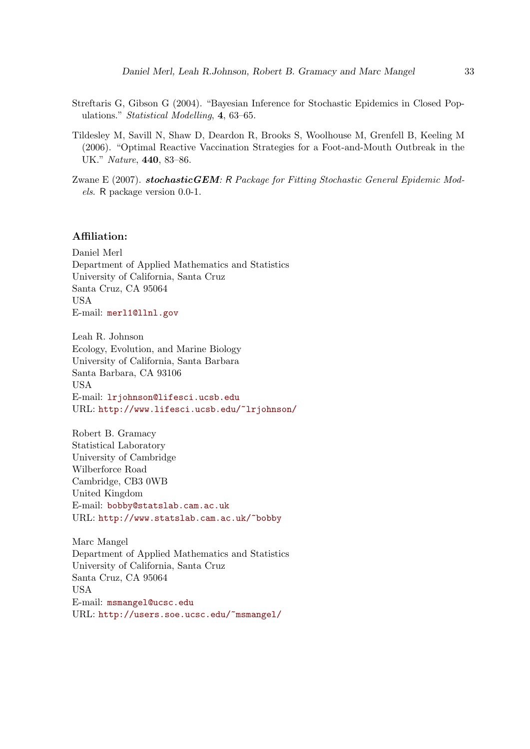Streftaris G, Gibson G (2004). "Bayesian Inference for Stochastic Epidemics in Closed Populations." *Statistical Modelling*, **4**, 63–65.

Tildesley M, Savill N, Shaw D, Deardon R, Brooks S, Woolhouse M, Grenfell B, Keeling M (2006). "Optimal Reactive Vaccination Strategies for a Foot-and-Mouth Outbreak in the UK." *Nature*, **440**, 83–86.

Zwane E (2007). ***stochasticGEM**: R Package for Fitting Stochastic General Epidemic Models*. R package version 0.0-1.

**Affiliation:**

Daniel Merl
Department of Applied Mathematics and Statistics
University of California, Santa Cruz
Santa Cruz, CA 95064
USA
E-mail: merl1@llnl.gov

Leah R. Johnson
Ecology, Evolution, and Marine Biology
University of California, Santa Barbara
Santa Barbara, CA 93106
USA
E-mail: lrjohnson@lifesci.ucsb.edu
URL: http://www.lifesci.ucsb.edu/~lrjohnson/

Robert B. Gramacy
Statistical Laboratory
University of Cambridge
Wilberforce Road
Cambridge, CB3 0WB
United Kingdom
E-mail: bobby@statslab.cam.ac.uk
URL: http://www.statslab.cam.ac.uk/~bobby

Marc Mangel
Department of Applied Mathematics and Statistics
University of California, Santa Cruz
Santa Cruz, CA 95064
USA
E-mail: msmangel@ucsc.edu
URL: http://users.soe.ucsc.edu/~msmangel/